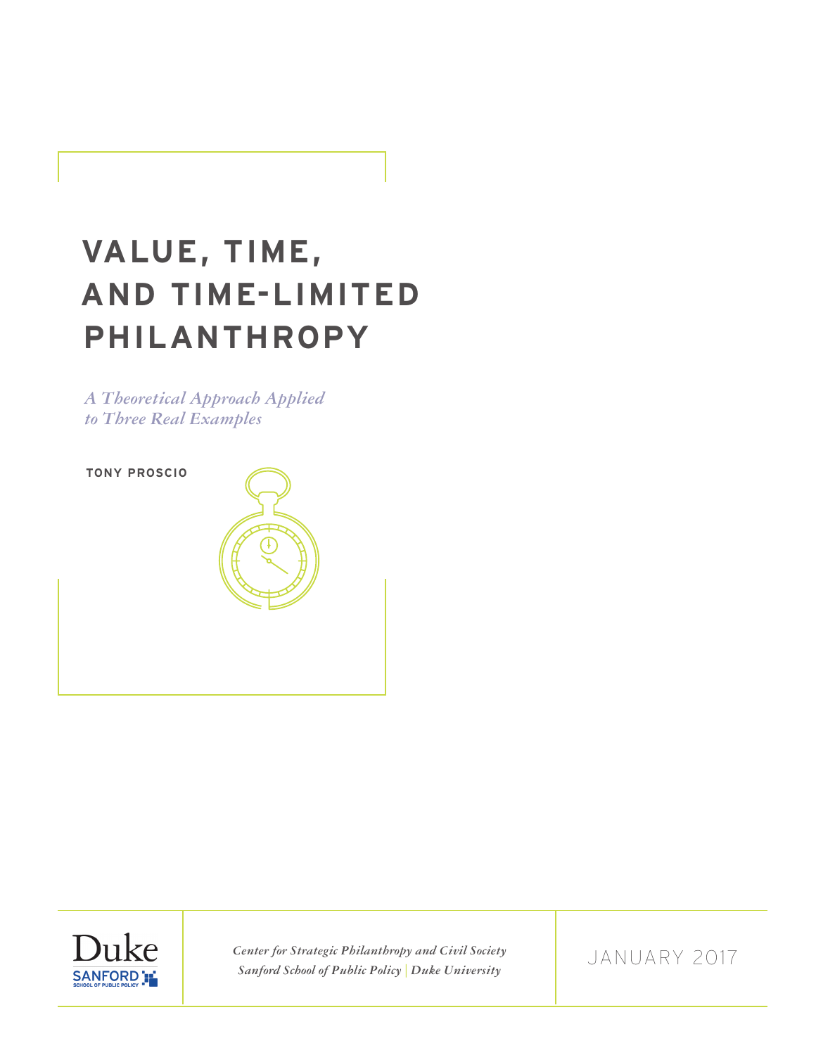# VALUE, TIME, AND TIME-LIMITED PHILANTHROPY

*A Theoretical Approach Applied to Three Real Examples*

**TONY PROSCIO**

Duke Sanford School of Public Policy

*Center for Strategic Philanthropy and Civil Society*
*Sanford School of Public Policy | Duke University*

JANUARY 2017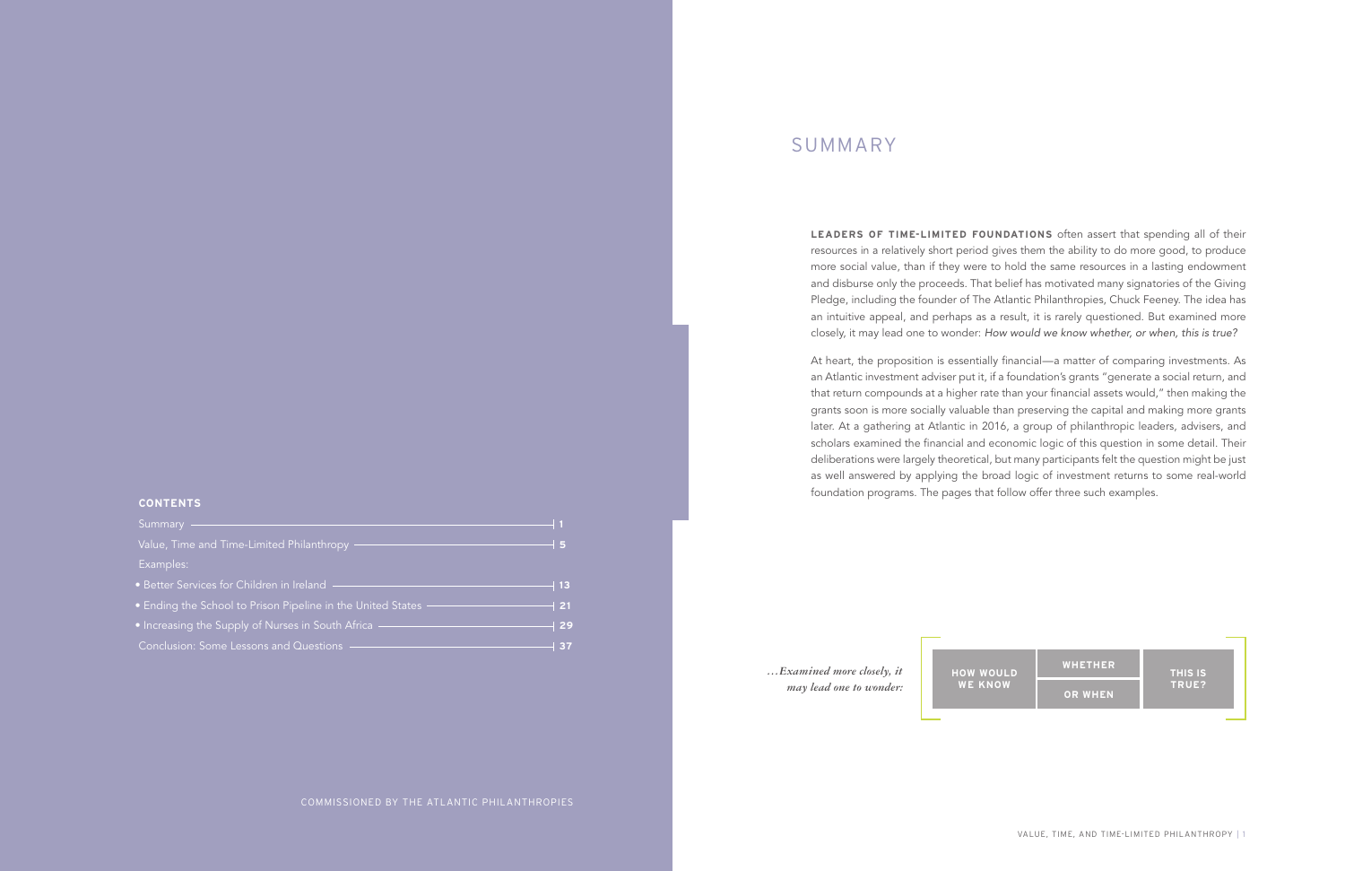**CONTENTS**

| | |
|---|---|
| Summary | 1 |
| Value, Time and Time-Limited Philanthropy | 5 |
| Examples: | |
| • Better Services for Children in Ireland | 13 |
| • Ending the School to Prison Pipeline in the United States | 21 |
| • Increasing the Supply of Nurses in South Africa | 29 |
| Conclusion: Some Lessons and Questions | 37 |

COMMISSIONED BY THE ATLANTIC PHILANTHROPIES

# SUMMARY

**LEADERS OF TIME-LIMITED FOUNDATIONS** often assert that spending all of their resources in a relatively short period gives them the ability to do more good, to produce more social value, than if they were to hold the same resources in a lasting endowment and disburse only the proceeds. That belief has motivated many signatories of the Giving Pledge, including the founder of The Atlantic Philanthropies, Chuck Feeney. The idea has an intuitive appeal, and perhaps as a result, it is rarely questioned. But examined more closely, it may lead one to wonder: *How would we know whether, or when, this is true?*

At heart, the proposition is essentially financial—a matter of comparing investments. As an Atlantic investment adviser put it, if a foundation's grants "generate a social return, and that return compounds at a higher rate than your financial assets would," then making the grants soon is more socially valuable than preserving the capital and making more grants later. At a gathering at Atlantic in 2016, a group of philanthropic leaders, advisers, and scholars examined the financial and economic logic of this question in some detail. Their deliberations were largely theoretical, but many participants felt the question might be just as well answered by applying the broad logic of investment returns to some real-world foundation programs. The pages that follow offer three such examples.

*…Examined more closely, it may lead one to wonder:*

**HOW WOULD WE KNOW** **WHETHER** / **OR WHEN** **THIS IS TRUE?**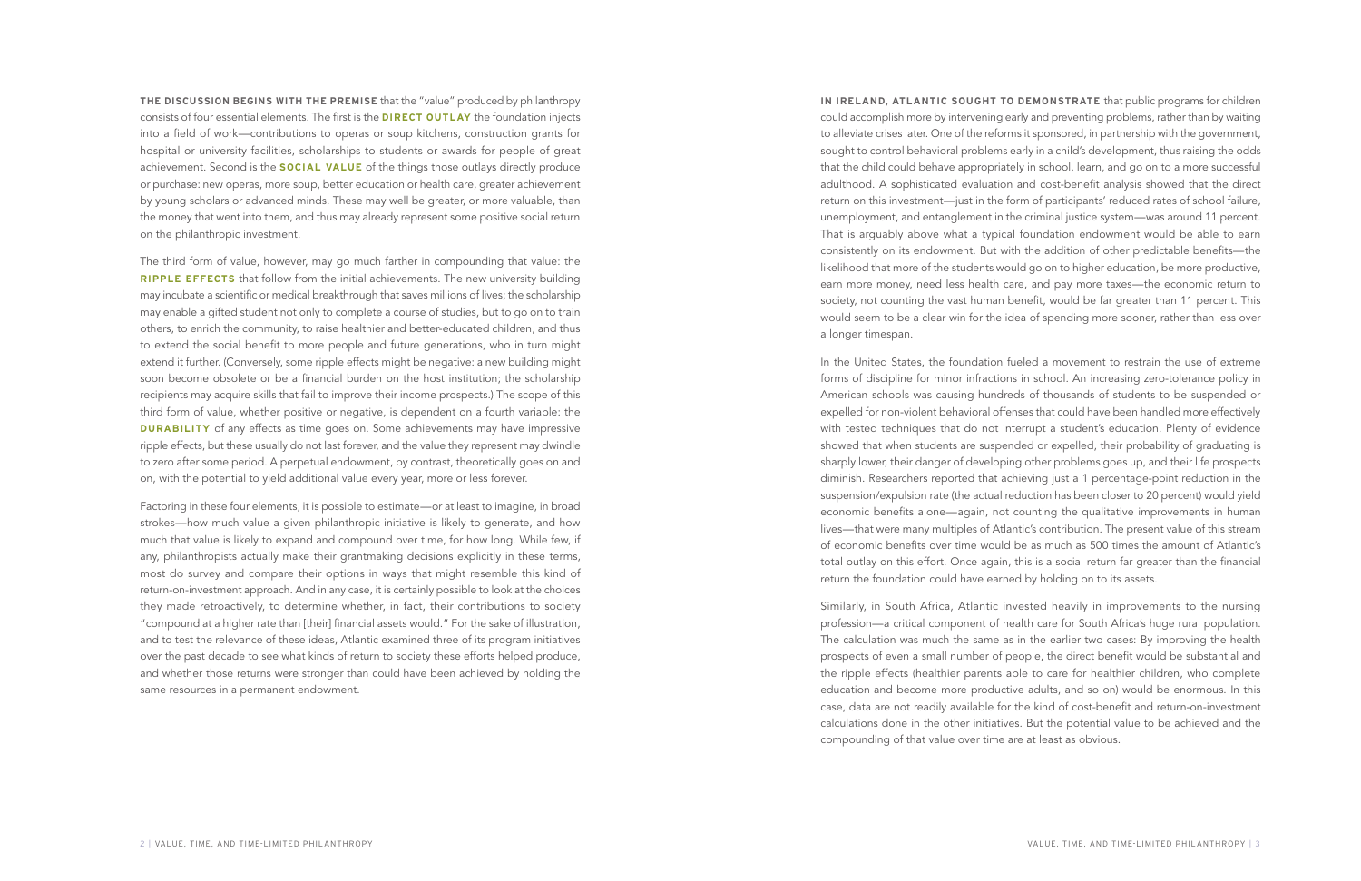**THE DISCUSSION BEGINS WITH THE PREMISE** that the "value" produced by philanthropy consists of four essential elements. The first is the **DIRECT OUTLAY** the foundation injects into a field of work—contributions to operas or soup kitchens, construction grants for hospital or university facilities, scholarships to students or awards for people of great achievement. Second is the **SOCIAL VALUE** of the things those outlays directly produce or purchase: new operas, more soup, better education or health care, greater achievement by young scholars or advanced minds. These may well be greater, or more valuable, than the money that went into them, and thus may already represent some positive social return on the philanthropic investment.

The third form of value, however, may go much farther in compounding that value: the **RIPPLE EFFECTS** that follow from the initial achievements. The new university building may incubate a scientific or medical breakthrough that saves millions of lives; the scholarship may enable a gifted student not only to complete a course of studies, but to go on to train others, to enrich the community, to raise healthier and better-educated children, and thus to extend the social benefit to more people and future generations, who in turn might extend it further. (Conversely, some ripple effects might be negative: a new building might soon become obsolete or be a financial burden on the host institution; the scholarship recipients may acquire skills that fail to improve their income prospects.) The scope of this third form of value, whether positive or negative, is dependent on a fourth variable: the **DURABILITY** of any effects as time goes on. Some achievements may have impressive ripple effects, but these usually do not last forever, and the value they represent may dwindle to zero after some period. A perpetual endowment, by contrast, theoretically goes on and on, with the potential to yield additional value every year, more or less forever.

Factoring in these four elements, it is possible to estimate—or at least to imagine, in broad strokes—how much value a given philanthropic initiative is likely to generate, and how much that value is likely to expand and compound over time, for how long. While few, if any, philanthropists actually make their grantmaking decisions explicitly in these terms, most do survey and compare their options in ways that might resemble this kind of return-on-investment approach. And in any case, it is certainly possible to look at the choices they made retroactively, to determine whether, in fact, their contributions to society "compound at a higher rate than [their] financial assets would." For the sake of illustration, and to test the relevance of these ideas, Atlantic examined three of its program initiatives over the past decade to see what kinds of return to society these efforts helped produce, and whether those returns were stronger than could have been achieved by holding the same resources in a permanent endowment.

**IN IRELAND, ATLANTIC SOUGHT TO DEMONSTRATE** that public programs for children could accomplish more by intervening early and preventing problems, rather than by waiting to alleviate crises later. One of the reforms it sponsored, in partnership with the government, sought to control behavioral problems early in a child's development, thus raising the odds that the child could behave appropriately in school, learn, and go on to a more successful adulthood. A sophisticated evaluation and cost-benefit analysis showed that the direct return on this investment—just in the form of participants' reduced rates of school failure, unemployment, and entanglement in the criminal justice system—was around 11 percent. That is arguably above what a typical foundation endowment would be able to earn consistently on its endowment. But with the addition of other predictable benefits—the likelihood that more of the students would go on to higher education, be more productive, earn more money, need less health care, and pay more taxes—the economic return to society, not counting the vast human benefit, would be far greater than 11 percent. This would seem to be a clear win for the idea of spending more sooner, rather than less over a longer timespan.

In the United States, the foundation fueled a movement to restrain the use of extreme forms of discipline for minor infractions in school. An increasing zero-tolerance policy in American schools was causing hundreds of thousands of students to be suspended or expelled for non-violent behavioral offenses that could have been handled more effectively with tested techniques that do not interrupt a student's education. Plenty of evidence showed that when students are suspended or expelled, their probability of graduating is sharply lower, their danger of developing other problems goes up, and their life prospects diminish. Researchers reported that achieving just a 1 percentage-point reduction in the suspension/expulsion rate (the actual reduction has been closer to 20 percent) would yield economic benefits alone—again, not counting the qualitative improvements in human lives—that were many multiples of Atlantic's contribution. The present value of this stream of economic benefits over time would be as much as 500 times the amount of Atlantic's total outlay on this effort. Once again, this is a social return far greater than the financial return the foundation could have earned by holding on to its assets.

Similarly, in South Africa, Atlantic invested heavily in improvements to the nursing profession—a critical component of health care for South Africa's huge rural population. The calculation was much the same as in the earlier two cases: By improving the health prospects of even a small number of people, the direct benefit would be substantial and the ripple effects (healthier parents able to care for healthier children, who complete education and become more productive adults, and so on) would be enormous. In this case, data are not readily available for the kind of cost-benefit and return-on-investment calculations done in the other initiatives. But the potential value to be achieved and the compounding of that value over time are at least as obvious.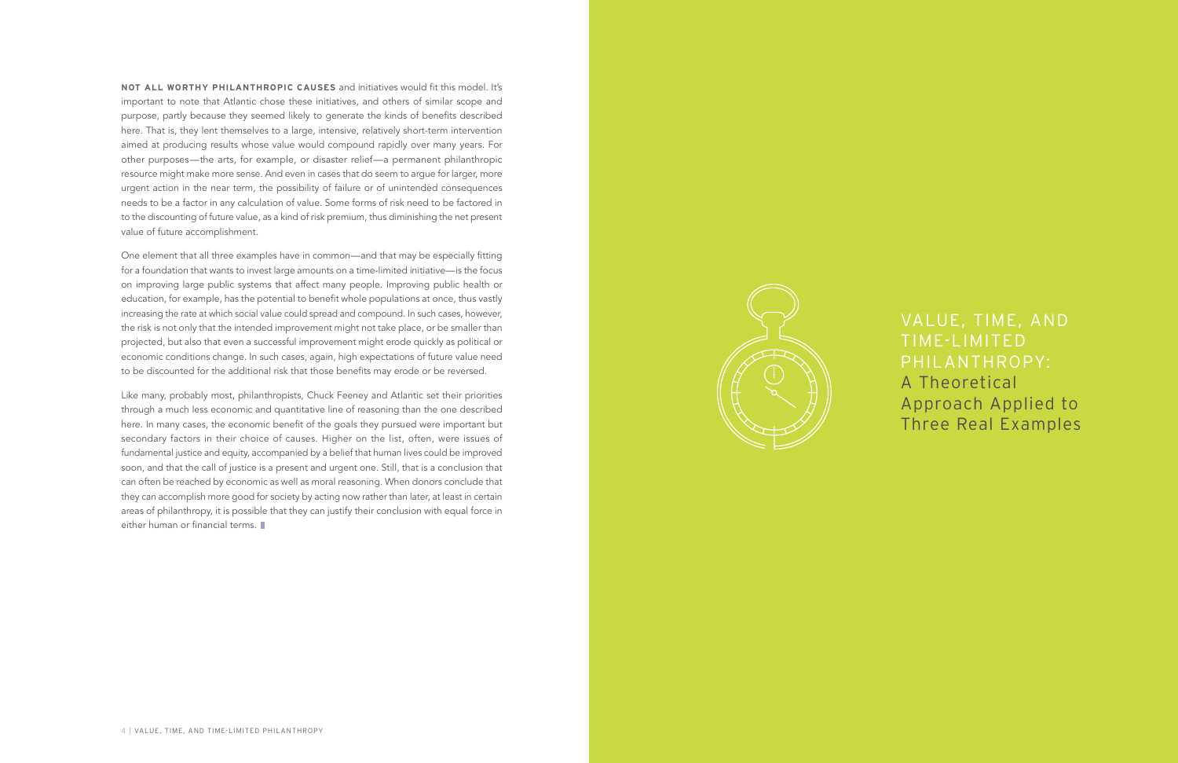**NOT ALL WORTHY PHILANTHROPIC CAUSES** and initiatives would fit this model. It's important to note that Atlantic chose these initiatives, and others of similar scope and purpose, partly because they seemed likely to generate the kinds of benefits described here. That is, they lent themselves to a large, intensive, relatively short-term intervention aimed at producing results whose value would compound rapidly over many years. For other purposes—the arts, for example, or disaster relief—a permanent philanthropic resource might make more sense. And even in cases that do seem to argue for larger, more urgent action in the near term, the possibility of failure or of unintended consequences needs to be a factor in any calculation of value. Some forms of risk need to be factored in to the discounting of future value, as a kind of risk premium, thus diminishing the net present value of future accomplishment.

One element that all three examples have in common—and that may be especially fitting for a foundation that wants to invest large amounts on a time-limited initiative—is the focus on improving large public systems that affect many people. Improving public health or education, for example, has the potential to benefit whole populations at once, thus vastly increasing the rate at which social value could spread and compound. In such cases, however, the risk is not only that the intended improvement might not take place, or be smaller than projected, but also that even a successful improvement might erode quickly as political or economic conditions change. In such cases, again, high expectations of future value need to be discounted for the additional risk that those benefits may erode or be reversed.

Like many, probably most, philanthropists, Chuck Feeney and Atlantic set their priorities through a much less economic and quantitative line of reasoning than the one described here. In many cases, the economic benefit of the goals they pursued were important but secondary factors in their choice of causes. Higher on the list, often, were issues of fundamental justice and equity, accompanied by a belief that human lives could be improved soon, and that the call of justice is a present and urgent one. Still, that is a conclusion that can often be reached by economic as well as moral reasoning. When donors conclude that they can accomplish more good for society by acting now rather than later, at least in certain areas of philanthropy, it is possible that they can justify their conclusion with equal force in either human or financial terms.

VALUE, TIME, AND TIME-LIMITED PHILANTHROPY: A Theoretical Approach Applied to Three Real Examples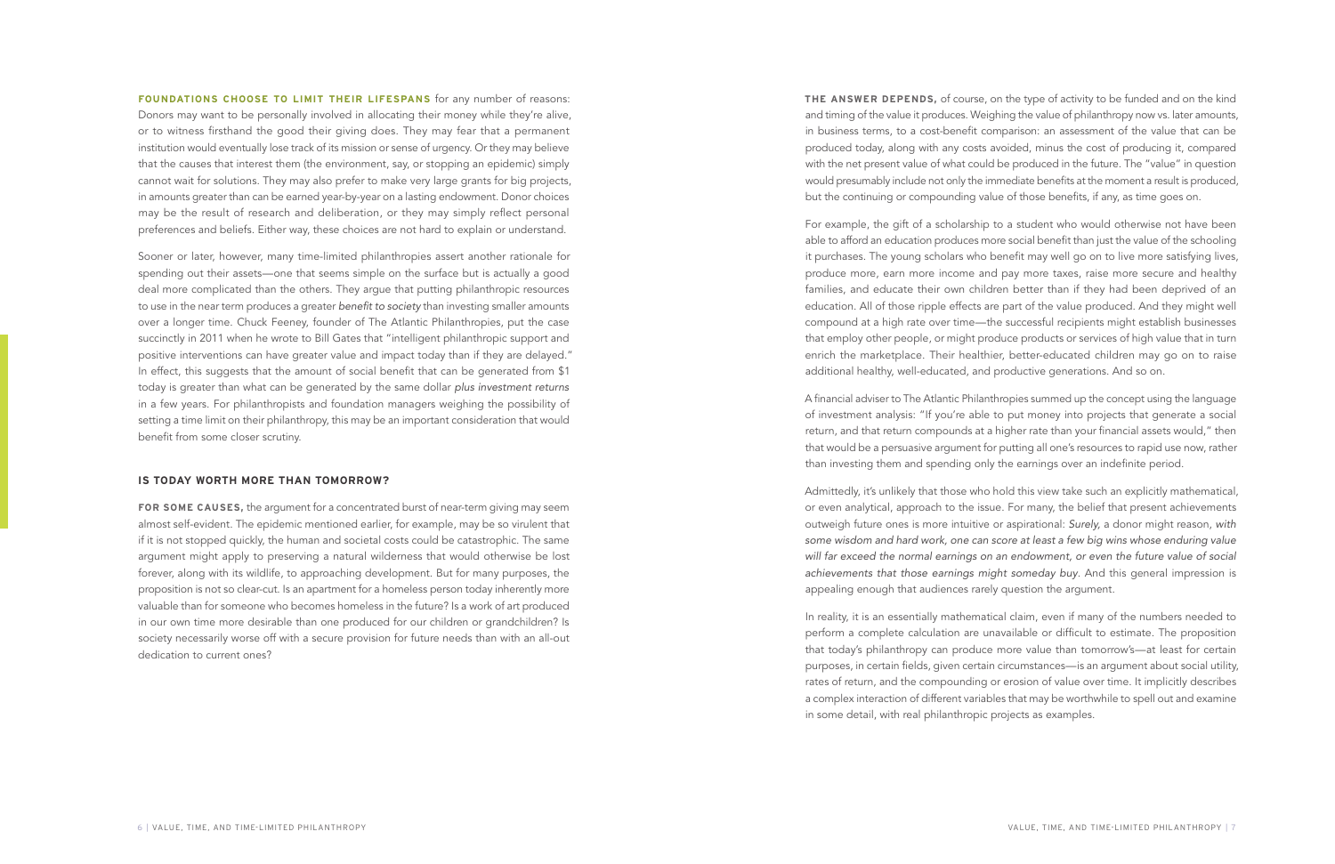**FOUNDATIONS CHOOSE TO LIMIT THEIR LIFESPANS** for any number of reasons: Donors may want to be personally involved in allocating their money while they're alive, or to witness firsthand the good their giving does. They may fear that a permanent institution would eventually lose track of its mission or sense of urgency. Or they may believe that the causes that interest them (the environment, say, or stopping an epidemic) simply cannot wait for solutions. They may also prefer to make very large grants for big projects, in amounts greater than can be earned year-by-year on a lasting endowment. Donor choices may be the result of research and deliberation, or they may simply reflect personal preferences and beliefs. Either way, these choices are not hard to explain or understand.

Sooner or later, however, many time-limited philanthropies assert another rationale for spending out their assets—one that seems simple on the surface but is actually a good deal more complicated than the others. They argue that putting philanthropic resources to use in the near term produces a greater *benefit to society* than investing smaller amounts over a longer time. Chuck Feeney, founder of The Atlantic Philanthropies, put the case succinctly in 2011 when he wrote to Bill Gates that "intelligent philanthropic support and positive interventions can have greater value and impact today than if they are delayed." In effect, this suggests that the amount of social benefit that can be generated from $1 today is greater than what can be generated by the same dollar *plus investment returns* in a few years. For philanthropists and foundation managers weighing the possibility of setting a time limit on their philanthropy, this may be an important consideration that would benefit from some closer scrutiny.

## IS TODAY WORTH MORE THAN TOMORROW?

**FOR SOME CAUSES,** the argument for a concentrated burst of near-term giving may seem almost self-evident. The epidemic mentioned earlier, for example, may be so virulent that if it is not stopped quickly, the human and societal costs could be catastrophic. The same argument might apply to preserving a natural wilderness that would otherwise be lost forever, along with its wildlife, to approaching development. But for many purposes, the proposition is not so clear-cut. Is an apartment for a homeless person today inherently more valuable than for someone who becomes homeless in the future? Is a work of art produced in our own time more desirable than one produced for our children or grandchildren? Is society necessarily worse off with a secure provision for future needs than with an all-out dedication to current ones?

**THE ANSWER DEPENDS,** of course, on the type of activity to be funded and on the kind and timing of the value it produces. Weighing the value of philanthropy now vs. later amounts, in business terms, to a cost-benefit comparison: an assessment of the value that can be produced today, along with any costs avoided, minus the cost of producing it, compared with the net present value of what could be produced in the future. The "value" in question would presumably include not only the immediate benefits at the moment a result is produced, but the continuing or compounding value of those benefits, if any, as time goes on.

For example, the gift of a scholarship to a student who would otherwise not have been able to afford an education produces more social benefit than just the value of the schooling it purchases. The young scholars who benefit may well go on to live more satisfying lives, produce more, earn more income and pay more taxes, raise more secure and healthy families, and educate their own children better than if they had been deprived of an education. All of those ripple effects are part of the value produced. And they might well compound at a high rate over time—the successful recipients might establish businesses that employ other people, or might produce products or services of high value that in turn enrich the marketplace. Their healthier, better-educated children may go on to raise additional healthy, well-educated, and productive generations. And so on.

A financial adviser to The Atlantic Philanthropies summed up the concept using the language of investment analysis: "If you're able to put money into projects that generate a social return, and that return compounds at a higher rate than your financial assets would," then that would be a persuasive argument for putting all one's resources to rapid use now, rather than investing them and spending only the earnings over an indefinite period.

Admittedly, it's unlikely that those who hold this view take such an explicitly mathematical, or even analytical, approach to the issue. For many, the belief that present achievements outweigh future ones is more intuitive or aspirational: *Surely,* a donor might reason, *with some wisdom and hard work, one can score at least a few big wins whose enduring value will far exceed the normal earnings on an endowment, or even the future value of social achievements that those earnings might someday buy*. And this general impression is appealing enough that audiences rarely question the argument.

In reality, it is an essentially mathematical claim, even if many of the numbers needed to perform a complete calculation are unavailable or difficult to estimate. The proposition that today's philanthropy can produce more value than tomorrow's—at least for certain purposes, in certain fields, given certain circumstances—is an argument about social utility, rates of return, and the compounding or erosion of value over time. It implicitly describes a complex interaction of different variables that may be worthwhile to spell out and examine in some detail, with real philanthropic projects as examples.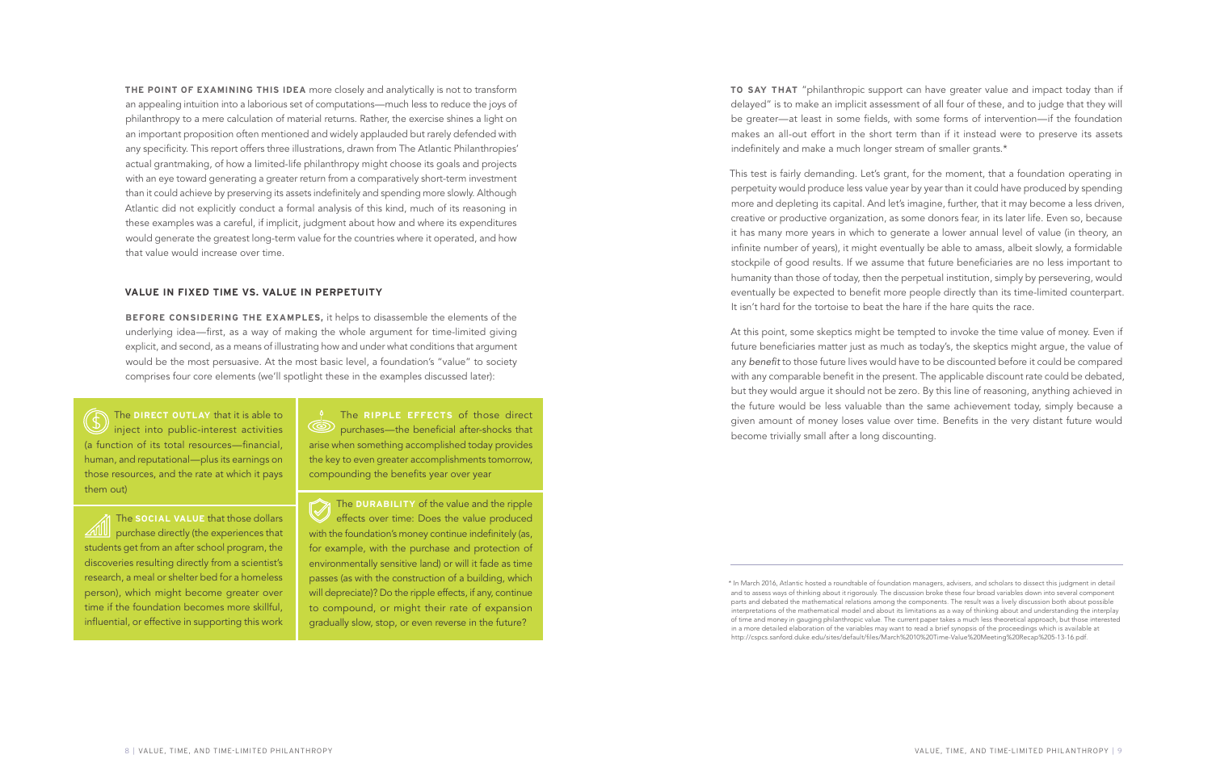**THE POINT OF EXAMINING THIS IDEA** more closely and analytically is not to transform an appealing intuition into a laborious set of computations—much less to reduce the joys of philanthropy to a mere calculation of material returns. Rather, the exercise shines a light on an important proposition often mentioned and widely applauded but rarely defended with any specificity. This report offers three illustrations, drawn from The Atlantic Philanthropies' actual grantmaking, of how a limited-life philanthropy might choose its goals and projects with an eye toward generating a greater return from a comparatively short-term investment than it could achieve by preserving its assets indefinitely and spending more slowly. Although Atlantic did not explicitly conduct a formal analysis of this kind, much of its reasoning in these examples was a careful, if implicit, judgment about how and where its expenditures would generate the greatest long-term value for the countries where it operated, and how that value would increase over time.

## VALUE IN FIXED TIME VS. VALUE IN PERPETUITY

**BEFORE CONSIDERING THE EXAMPLES,** it helps to disassemble the elements of the underlying idea—first, as a way of making the whole argument for time-limited giving explicit, and second, as a means of illustrating how and under what conditions that argument would be the most persuasive. At the most basic level, a foundation's "value" to society comprises four core elements (we'll spotlight these in the examples discussed later):

- The **DIRECT OUTLAY** that it is able to inject into public-interest activities (a function of its total resources—financial, human, and reputational—plus its earnings on those resources, and the rate at which it pays them out)
- The **SOCIAL VALUE** that those dollars purchase directly (the experiences that students get from an after school program, the discoveries resulting directly from a scientist's research, a meal or shelter bed for a homeless person), which might become greater over time if the foundation becomes more skillful, influential, or effective in supporting this work
- The **RIPPLE EFFECTS** of those direct purchases—the beneficial after-shocks that arise when something accomplished today provides the key to even greater accomplishments tomorrow, compounding the benefits year over year
- The **DURABILITY** of the value and the ripple effects over time: Does the value produced with the foundation's money continue indefinitely (as, for example, with the purchase and protection of environmentally sensitive land) or will it fade as time passes (as with the construction of a building, which will depreciate)? Do the ripple effects, if any, continue to compound, or might their rate of expansion gradually slow, stop, or even reverse in the future?

**TO SAY THAT** "philanthropic support can have greater value and impact today than if delayed" is to make an implicit assessment of all four of these, and to judge that they will be greater—at least in some fields, with some forms of intervention—if the foundation makes an all-out effort in the short term than if it instead were to preserve its assets indefinitely and make a much longer stream of smaller grants.*

This test is fairly demanding. Let's grant, for the moment, that a foundation operating in perpetuity would produce less value year by year than it could have produced by spending more and depleting its capital. And let's imagine, further, that it may become a less driven, creative or productive organization, as some donors fear, in its later life. Even so, because it has many more years in which to generate a lower annual level of value (in theory, an infinite number of years), it might eventually be able to amass, albeit slowly, a formidable stockpile of good results. If we assume that future beneficiaries are no less important to humanity than those of today, then the perpetual institution, simply by persevering, would eventually be expected to benefit more people directly than its time-limited counterpart. It isn't hard for the tortoise to beat the hare if the hare quits the race.

At this point, some skeptics might be tempted to invoke the time value of money. Even if future beneficiaries matter just as much as today's, the skeptics might argue, the value of any *benefit* to those future lives would have to be discounted before it could be compared with any comparable benefit in the present. The applicable discount rate could be debated, but they would argue it should not be zero. By this line of reasoning, anything achieved in the future would be less valuable than the same achievement today, simply because a given amount of money loses value over time. Benefits in the very distant future would become trivially small after a long discounting.

---

* In March 2016, Atlantic hosted a roundtable of foundation managers, advisers, and scholars to dissect this judgment in detail and to assess ways of thinking about it rigorously. The discussion broke these four broad variables down into several component parts and debated the mathematical relations among the components. The result was a lively discussion both about possible interpretations of the mathematical model and about its limitations as a way of thinking about and understanding the interplay of time and money in gauging philanthropic value. The current paper takes a much less theoretical approach, but those interested in a more detailed elaboration of the variables may want to read a brief synopsis of the proceedings which is available at http://cspcs.sanford.duke.edu/sites/default/files/March%2010%20Time-Value%20Meeting%20Recap%205-13-16.pdf.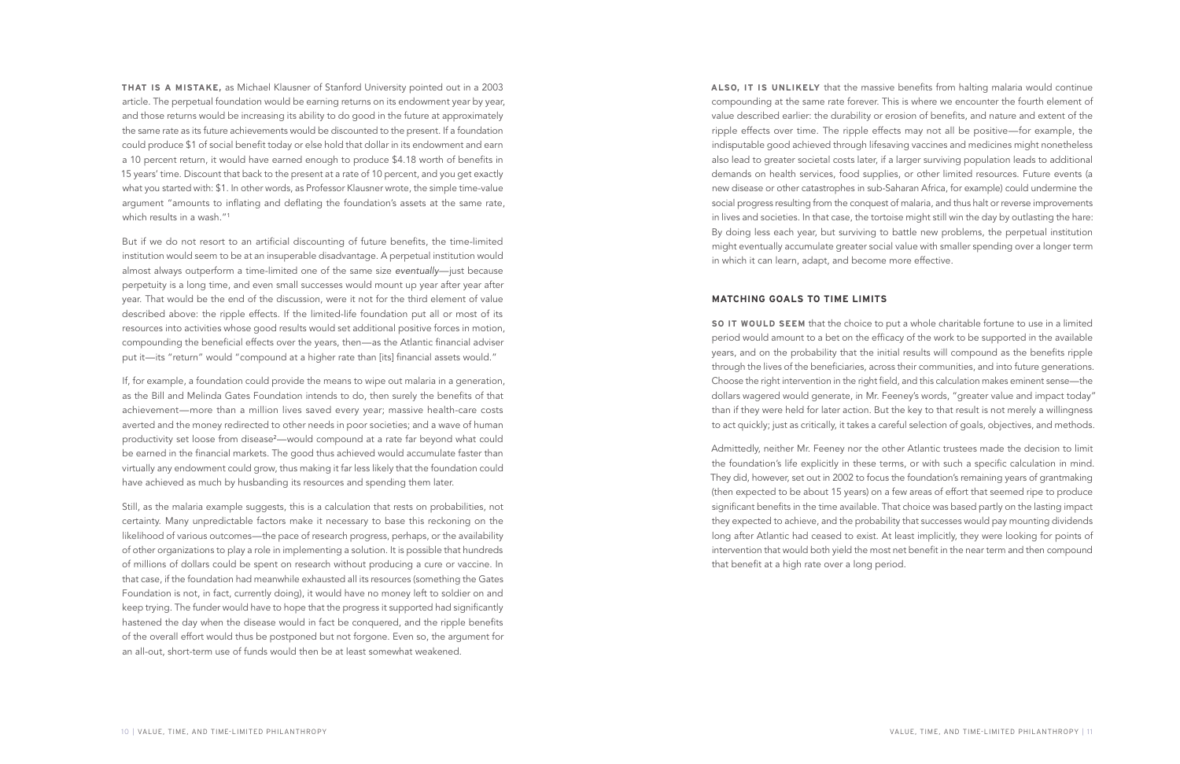**THAT IS A MISTAKE,** as Michael Klausner of Stanford University pointed out in a 2003 article. The perpetual foundation would be earning returns on its endowment year by year, and those returns would be increasing its ability to do good in the future at approximately the same rate as its future achievements would be discounted to the present. If a foundation could produce $1 of social benefit today or else hold that dollar in its endowment and earn a 10 percent return, it would have earned enough to produce $4.18 worth of benefits in 15 years' time. Discount that back to the present at a rate of 10 percent, and you get exactly what you started with: $1. In other words, as Professor Klausner wrote, the simple time-value argument "amounts to inflating and deflating the foundation's assets at the same rate, which results in a wash."[1]

But if we do not resort to an artificial discounting of future benefits, the time-limited institution would seem to be at an insuperable disadvantage. A perpetual institution would almost always outperform a time-limited one of the same size *eventually*—just because perpetuity is a long time, and even small successes would mount up year after year after year. That would be the end of the discussion, were it not for the third element of value described above: the ripple effects. If the limited-life foundation put all or most of its resources into activities whose good results would set additional positive forces in motion, compounding the beneficial effects over the years, then—as the Atlantic financial adviser put it—its "return" would "compound at a higher rate than [its] financial assets would."

If, for example, a foundation could provide the means to wipe out malaria in a generation, as the Bill and Melinda Gates Foundation intends to do, then surely the benefits of that achievement—more than a million lives saved every year; massive health-care costs averted and the money redirected to other needs in poor societies; and a wave of human productivity set loose from disease[2]—would compound at a rate far beyond what could be earned in the financial markets. The good thus achieved would accumulate faster than virtually any endowment could grow, thus making it far less likely that the foundation could have achieved as much by husbanding its resources and spending them later.

Still, as the malaria example suggests, this is a calculation that rests on probabilities, not certainty. Many unpredictable factors make it necessary to base this reckoning on the likelihood of various outcomes—the pace of research progress, perhaps, or the availability of other organizations to play a role in implementing a solution. It is possible that hundreds of millions of dollars could be spent on research without producing a cure or vaccine. In that case, if the foundation had meanwhile exhausted all its resources (something the Gates Foundation is not, in fact, currently doing), it would have no money left to soldier on and keep trying. The funder would have to hope that the progress it supported had significantly hastened the day when the disease would in fact be conquered, and the ripple benefits of the overall effort would thus be postponed but not forgone. Even so, the argument for an all-out, short-term use of funds would then be at least somewhat weakened.

**ALSO, IT IS UNLIKELY** that the massive benefits from halting malaria would continue compounding at the same rate forever. This is where we encounter the fourth element of value described earlier: the durability or erosion of benefits, and nature and extent of the ripple effects over time. The ripple effects may not all be positive—for example, the indisputable good achieved through lifesaving vaccines and medicines might nonetheless also lead to greater societal costs later, if a larger surviving population leads to additional demands on health services, food supplies, or other limited resources. Future events (a new disease or other catastrophes in sub-Saharan Africa, for example) could undermine the social progress resulting from the conquest of malaria, and thus halt or reverse improvements in lives and societies. In that case, the tortoise might still win the day by outlasting the hare: By doing less each year, but surviving to battle new problems, the perpetual institution might eventually accumulate greater social value with smaller spending over a longer term in which it can learn, adapt, and become more effective.

## MATCHING GOALS TO TIME LIMITS

**SO IT WOULD SEEM** that the choice to put a whole charitable fortune to use in a limited period would amount to a bet on the efficacy of the work to be supported in the available years, and on the probability that the initial results will compound as the benefits ripple through the lives of the beneficiaries, across their communities, and into future generations. Choose the right intervention in the right field, and this calculation makes eminent sense—the dollars wagered would generate, in Mr. Feeney's words, "greater value and impact today" than if they were held for later action. But the key to that result is not merely a willingness to act quickly; just as critically, it takes a careful selection of goals, objectives, and methods.

Admittedly, neither Mr. Feeney nor the other Atlantic trustees made the decision to limit the foundation's life explicitly in these terms, or with such a specific calculation in mind. They did, however, set out in 2002 to focus the foundation's remaining years of grantmaking (then expected to be about 15 years) on a few areas of effort that seemed ripe to produce significant benefits in the time available. That choice was based partly on the lasting impact they expected to achieve, and the probability that successes would pay mounting dividends long after Atlantic had ceased to exist. At least implicitly, they were looking for points of intervention that would both yield the most net benefit in the near term and then compound that benefit at a high rate over a long period.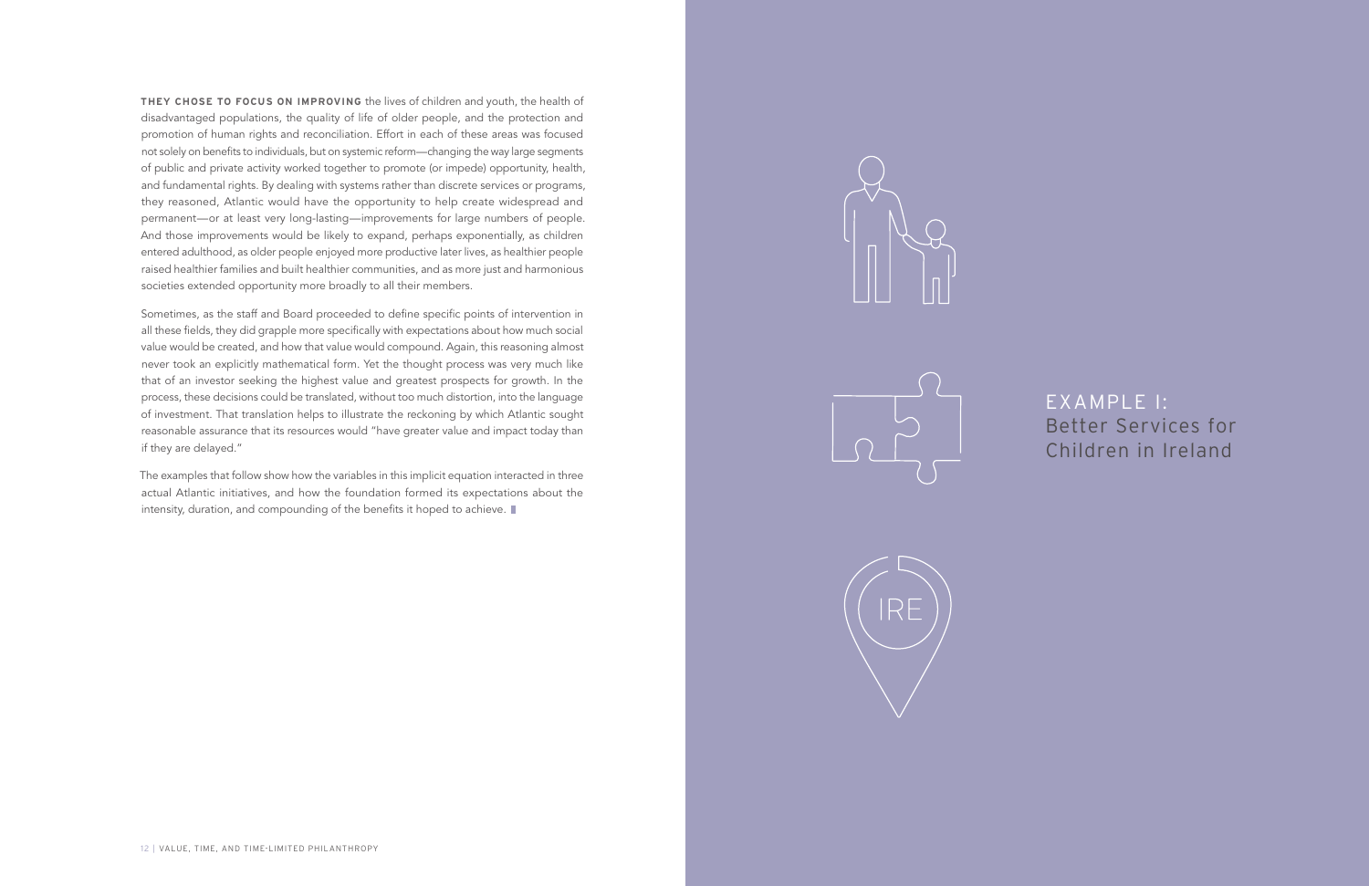**THEY CHOSE TO FOCUS ON IMPROVING** the lives of children and youth, the health of disadvantaged populations, the quality of life of older people, and the protection and promotion of human rights and reconciliation. Effort in each of these areas was focused not solely on benefits to individuals, but on systemic reform—changing the way large segments of public and private activity worked together to promote (or impede) opportunity, health, and fundamental rights. By dealing with systems rather than discrete services or programs, they reasoned, Atlantic would have the opportunity to help create widespread and permanent—or at least very long-lasting—improvements for large numbers of people. And those improvements would be likely to expand, perhaps exponentially, as children entered adulthood, as older people enjoyed more productive later lives, as healthier people raised healthier families and built healthier communities, and as more just and harmonious societies extended opportunity more broadly to all their members.

Sometimes, as the staff and Board proceeded to define specific points of intervention in all these fields, they did grapple more specifically with expectations about how much social value would be created, and how that value would compound. Again, this reasoning almost never took an explicitly mathematical form. Yet the thought process was very much like that of an investor seeking the highest value and greatest prospects for growth. In the process, these decisions could be translated, without too much distortion, into the language of investment. That translation helps to illustrate the reckoning by which Atlantic sought reasonable assurance that its resources would "have greater value and impact today than if they are delayed."

The examples that follow show how the variables in this implicit equation interacted in three actual Atlantic initiatives, and how the foundation formed its expectations about the intensity, duration, and compounding of the benefits it hoped to achieve.

## EXAMPLE I: Better Services for Children in Ireland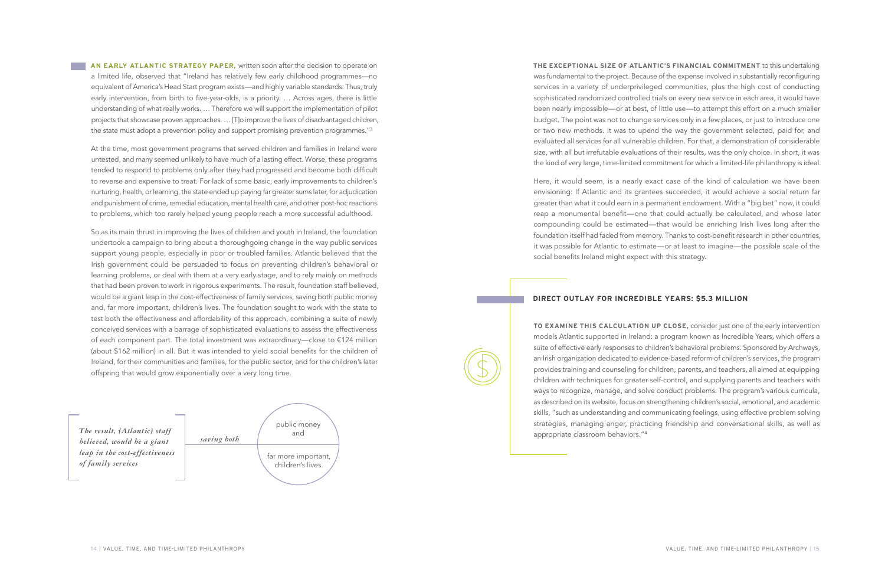**AN EARLY ATLANTIC STRATEGY PAPER,** written soon after the decision to operate on a limited life, observed that "Ireland has relatively few early childhood programmes—no equivalent of America's Head Start program exists—and highly variable standards. Thus, truly early intervention, from birth to five-year-olds, is a priority. … Across ages, there is little understanding of what really works. … Therefore we will support the implementation of pilot projects that showcase proven approaches. … [T]o improve the lives of disadvantaged children, the state must adopt a prevention policy and support promising prevention programmes."[3]

At the time, most government programs that served children and families in Ireland were untested, and many seemed unlikely to have much of a lasting effect. Worse, these programs tended to respond to problems only after they had progressed and become both difficult to reverse and expensive to treat. For lack of some basic, early improvements to children's nurturing, health, or learning, the state ended up paying far greater sums later, for adjudication and punishment of crime, remedial education, mental health care, and other post-hoc reactions to problems, which too rarely helped young people reach a more successful adulthood.

So as its main thrust in improving the lives of children and youth in Ireland, the foundation undertook a campaign to bring about a thoroughgoing change in the way public services support young people, especially in poor or troubled families. Atlantic believed that the Irish government could be persuaded to focus on preventing children's behavioral or learning problems, or deal with them at a very early stage, and to rely mainly on methods that had been proven to work in rigorous experiments. The result, foundation staff believed, would be a giant leap in the cost-effectiveness of family services, saving both public money and, far more important, children's lives. The foundation sought to work with the state to test both the effectiveness and affordability of this approach, combining a suite of newly conceived services with a barrage of sophisticated evaluations to assess the effectiveness of each component part. The total investment was extraordinary—close to €124 million (about $162 million) in all. But it was intended to yield social benefits for the children of Ireland, for their communities and families, for the public sector, and for the children's later offspring that would grow exponentially over a very long time.

*The result, {Atlantic} staff believed, would be a giant leap in the cost-effectiveness of family services* *saving both* public money and far more important, children's lives.

**THE EXCEPTIONAL SIZE OF ATLANTIC'S FINANCIAL COMMITMENT** to this undertaking was fundamental to the project. Because of the expense involved in substantially reconfiguring services in a variety of underprivileged communities, plus the high cost of conducting sophisticated randomized controlled trials on every new service in each area, it would have been nearly impossible—or at best, of little use—to attempt this effort on a much smaller budget. The point was not to change services only in a few places, or just to introduce one or two new methods. It was to upend the way the government selected, paid for, and evaluated all services for all vulnerable children. For that, a demonstration of considerable size, with all but irrefutable evaluations of their results, was the only choice. In short, it was the kind of very large, time-limited commitment for which a limited-life philanthropy is ideal.

Here, it would seem, is a nearly exact case of the kind of calculation we have been envisioning: If Atlantic and its grantees succeeded, it would achieve a social return far greater than what it could earn in a permanent endowment. With a "big bet" now, it could reap a monumental benefit—one that could actually be calculated, and whose later compounding could be estimated—that would be enriching Irish lives long after the foundation itself had faded from memory. Thanks to cost-benefit research in other countries, it was possible for Atlantic to estimate—or at least to imagine—the possible scale of the social benefits Ireland might expect with this strategy.

## DIRECT OUTLAY FOR INCREDIBLE YEARS: $5.3 MILLION

**TO EXAMINE THIS CALCULATION UP CLOSE,** consider just one of the early intervention models Atlantic supported in Ireland: a program known as Incredible Years, which offers a suite of effective early responses to children's behavioral problems. Sponsored by Archways, an Irish organization dedicated to evidence-based reform of children's services, the program provides training and counseling for children, parents, and teachers, all aimed at equipping children with techniques for greater self-control, and supplying parents and teachers with ways to recognize, manage, and solve conduct problems. The program's various curricula, as described on its website, focus on strengthening children's social, emotional, and academic skills, "such as understanding and communicating feelings, using effective problem solving strategies, managing anger, practicing friendship and conversational skills, as well as appropriate classroom behaviors."[4]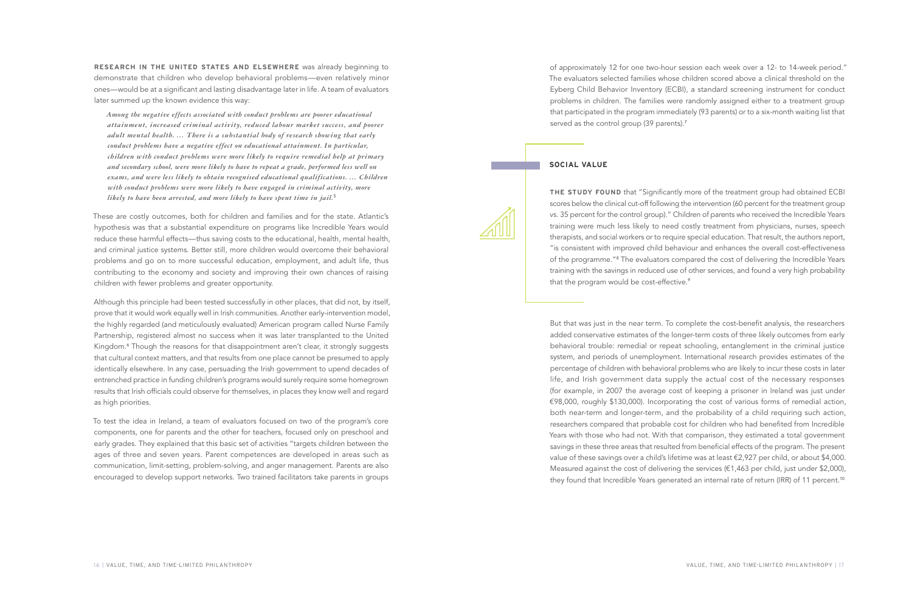**RESEARCH IN THE UNITED STATES AND ELSEWHERE** was already beginning to demonstrate that children who develop behavioral problems—even relatively minor ones—would be at a significant and lasting disadvantage later in life. A team of evaluators later summed up the known evidence this way:

> *Among the negative effects associated with conduct problems are poorer educational attainment, increased criminal activity, reduced labour market success, and poorer adult mental health. … There is a substantial body of research showing that early conduct problems have a negative effect on educational attainment. In particular, children with conduct problems were more likely to require remedial help at primary and secondary school, were more likely to have to repeat a grade, performed less well on exams, and were less likely to obtain recognised educational qualifications. … Children with conduct problems were more likely to have engaged in criminal activity, more likely to have been arrested, and more likely to have spent time in jail.*[5]

These are costly outcomes, both for children and families and for the state. Atlantic's hypothesis was that a substantial expenditure on programs like Incredible Years would reduce these harmful effects—thus saving costs to the educational, health, mental health, and criminal justice systems. Better still, more children would overcome their behavioral problems and go on to more successful education, employment, and adult life, thus contributing to the economy and society and improving their own chances of raising children with fewer problems and greater opportunity.

Although this principle had been tested successfully in other places, that did not, by itself, prove that it would work equally well in Irish communities. Another early-intervention model, the highly regarded (and meticulously evaluated) American program called Nurse Family Partnership, registered almost no success when it was later transplanted to the United Kingdom.[6] Though the reasons for that disappointment aren't clear, it strongly suggests that cultural context matters, and that results from one place cannot be presumed to apply identically elsewhere. In any case, persuading the Irish government to upend decades of entrenched practice in funding children's programs would surely require some homegrown results that Irish officials could observe for themselves, in places they know well and regard as high priorities.

To test the idea in Ireland, a team of evaluators focused on two of the program's core components, one for parents and the other for teachers, focused only on preschool and early grades. They explained that this basic set of activities "targets children between the ages of three and seven years. Parent competences are developed in areas such as communication, limit-setting, problem-solving, and anger management. Parents are also encouraged to develop support networks. Two trained facilitators take parents in groups of approximately 12 for one two-hour session each week over a 12- to 14-week period." The evaluators selected families whose children scored above a clinical threshold on the Eyberg Child Behavior Inventory (ECBI), a standard screening instrument for conduct problems in children. The families were randomly assigned either to a treatment group that participated in the program immediately (93 parents) or to a six-month waiting list that served as the control group (39 parents).[7]

## SOCIAL VALUE

**THE STUDY FOUND** that "Significantly more of the treatment group had obtained ECBI scores below the clinical cut-off following the intervention (60 percent for the treatment group vs. 35 percent for the control group)." Children of parents who received the Incredible Years training were much less likely to need costly treatment from physicians, nurses, speech therapists, and social workers or to require special education. That result, the authors report, "is consistent with improved child behaviour and enhances the overall cost-effectiveness of the programme."[8] The evaluators compared the cost of delivering the Incredible Years training with the savings in reduced use of other services, and found a very high probability that the program would be cost-effective.[9]

But that was just in the near term. To complete the cost-benefit analysis, the researchers added conservative estimates of the longer-term costs of three likely outcomes from early behavioral trouble: remedial or repeat schooling, entanglement in the criminal justice system, and periods of unemployment. International research provides estimates of the percentage of children with behavioral problems who are likely to incur these costs in later life, and Irish government data supply the actual cost of the necessary responses (for example, in 2007 the average cost of keeping a prisoner in Ireland was just under €98,000, roughly $130,000). Incorporating the cost of various forms of remedial action, both near-term and longer-term, and the probability of a child requiring such action, researchers compared that probable cost for children who had benefited from Incredible Years with those who had not. With that comparison, they estimated a total government savings in these three areas that resulted from beneficial effects of the program. The present value of these savings over a child's lifetime was at least €2,927 per child, or about $4,000. Measured against the cost of delivering the services (€1,463 per child, just under $2,000), they found that Incredible Years generated an internal rate of return (IRR) of 11 percent.[10]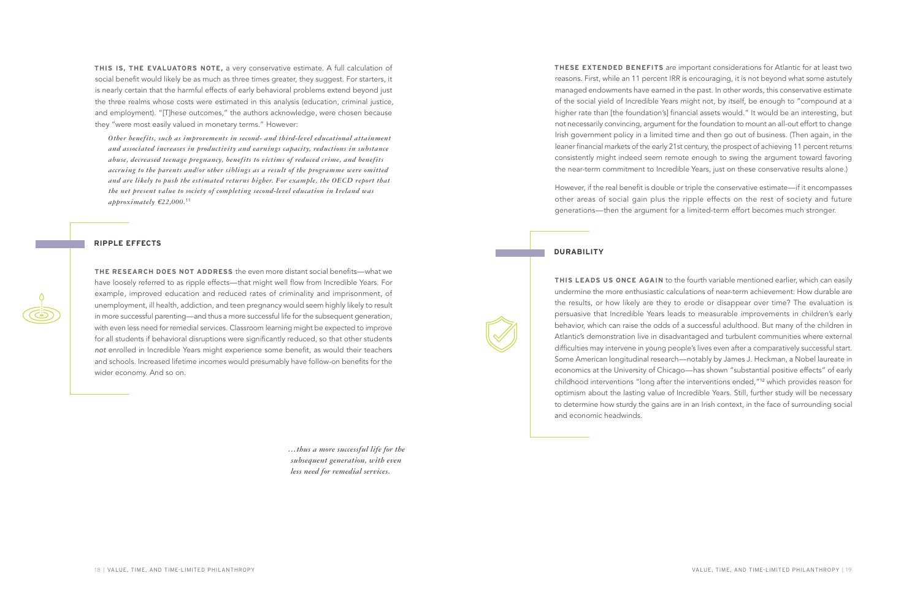**THIS IS, THE EVALUATORS NOTE,** a very conservative estimate. A full calculation of social benefit would likely be as much as three times greater, they suggest. For starters, it is nearly certain that the harmful effects of early behavioral problems extend beyond just the three realms whose costs were estimated in this analysis (education, criminal justice, and employment). "[T]hese outcomes," the authors acknowledge, were chosen because they "were most easily valued in monetary terms." However:

> *Other benefits, such as improvements in second- and third-level educational attainment and associated increases in productivity and earnings capacity, reductions in substance abuse, decreased teenage pregnancy, benefits to victims of reduced crime, and benefits accruing to the parents and/or other siblings as a result of the programme were omitted and are likely to push the estimated returns higher. For example, the OECD report that the net present value to society of completing second-level education in Ireland was approximately €22,000.*[11]

## RIPPLE EFFECTS

**THE RESEARCH DOES NOT ADDRESS** the even more distant social benefits—what we have loosely referred to as ripple effects—that might well flow from Incredible Years. For example, improved education and reduced rates of criminality and imprisonment, of unemployment, ill health, addiction, and teen pregnancy would seem highly likely to result in more successful parenting—and thus a more successful life for the subsequent generation, with even less need for remedial services. Classroom learning might be expected to improve for all students if behavioral disruptions were significantly reduced, so that other students *not* enrolled in Incredible Years might experience some benefit, as would their teachers and schools. Increased lifetime incomes would presumably have follow-on benefits for the wider economy. And so on.

*...thus a more successful life for the subsequent generation, with even less need for remedial services.*

**THESE EXTENDED BENEFITS** are important considerations for Atlantic for at least two reasons. First, while an 11 percent IRR is encouraging, it is not beyond what some astutely managed endowments have earned in the past. In other words, this conservative estimate of the social yield of Incredible Years might not, by itself, be enough to "compound at a higher rate than [the foundation's] financial assets would." It would be an interesting, but not necessarily convincing, argument for the foundation to mount an all-out effort to change Irish government policy in a limited time and then go out of business. (Then again, in the leaner financial markets of the early 21st century, the prospect of achieving 11 percent returns consistently might indeed seem remote enough to swing the argument toward favoring the near-term commitment to Incredible Years, just on these conservative results alone.)

However, if the real benefit is double or triple the conservative estimate—if it encompasses other areas of social gain plus the ripple effects on the rest of society and future generations—then the argument for a limited-term effort becomes much stronger.

## DURABILITY

**THIS LEADS US ONCE AGAIN** to the fourth variable mentioned earlier, which can easily undermine the more enthusiastic calculations of near-term achievement: How durable are the results, or how likely are they to erode or disappear over time? The evaluation is persuasive that Incredible Years leads to measurable improvements in children's early behavior, which can raise the odds of a successful adulthood. But many of the children in Atlantic's demonstration live in disadvantaged and turbulent communities where external difficulties may intervene in young people's lives even after a comparatively successful start. Some American longitudinal research—notably by James J. Heckman, a Nobel laureate in economics at the University of Chicago—has shown "substantial positive effects" of early childhood interventions "long after the interventions ended,"[12] which provides reason for optimism about the lasting value of Incredible Years. Still, further study will be necessary to determine how sturdy the gains are in an Irish context, in the face of surrounding social and economic headwinds.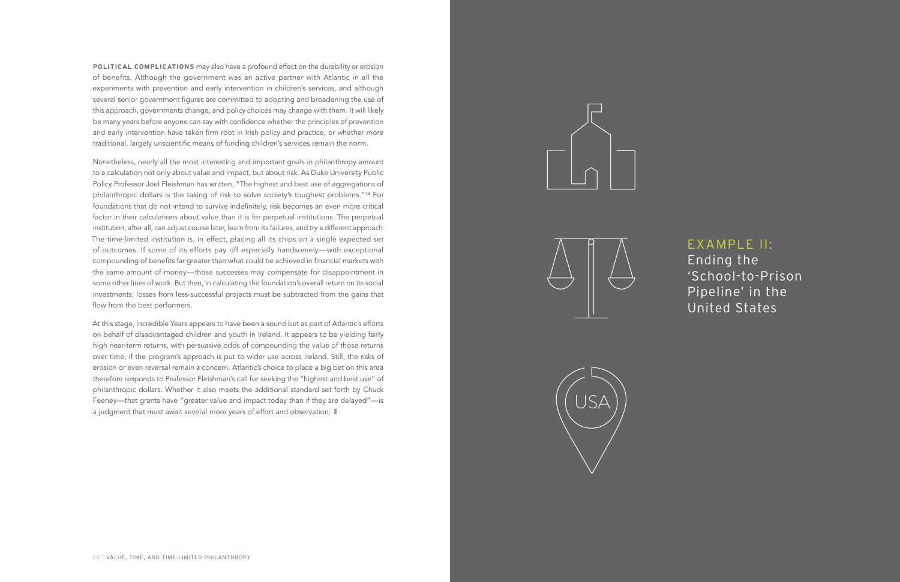**POLITICAL COMPLICATIONS** may also have a profound effect on the durability or erosion of benefits. Although the government was an active partner with Atlantic in all the experiments with prevention and early intervention in children's services, and although several senior government figures are committed to adopting and broadening the use of this approach, governments change, and policy choices may change with them. It will likely be many years before anyone can say with confidence whether the principles of prevention and early intervention have taken firm root in Irish policy and practice, or whether more traditional, largely unscientific means of funding children's services remain the norm.

Nonetheless, nearly all the most interesting and important goals in philanthropy amount to a calculation not only about value and impact, but about risk. As Duke University Public Policy Professor Joel Fleishman has written, "The highest and best use of aggregations of philanthropic dollars is the taking of risk to solve society's toughest problems."[13] For foundations that do not intend to survive indefinitely, risk becomes an even more critical factor in their calculations about value than it is for perpetual institutions. The perpetual institution, after all, can adjust course later, learn from its failures, and try a different approach. The time-limited institution is, in effect, placing all its chips on a single expected set of outcomes. If some of its efforts pay off especially handsomely—with exceptional compounding of benefits far greater than what could be achieved in financial markets with the same amount of money—those successes may compensate for disappointment in some other lines of work. But then, in calculating the foundation's overall return on its social investments, losses from less-successful projects must be subtracted from the gains that flow from the best performers.

At this stage, Incredible Years appears to have been a sound bet as part of Atlantic's efforts on behalf of disadvantaged children and youth in Ireland. It appears to be yielding fairly high near-term returns, with persuasive odds of compounding the value of those returns over time, if the program's approach is put to wider use across Ireland. Still, the risks of erosion or even reversal remain a concern. Atlantic's choice to place a big bet on this area therefore responds to Professor Fleishman's call for seeking the "highest and best use" of philanthropic dollars. Whether it also meets the additional standard set forth by Chuck Feeney—that grants have "greater value and impact today than if they are delayed"—is a judgment that must await several more years of effort and observation.

## EXAMPLE II: Ending the 'School-to-Prison Pipeline' in the United States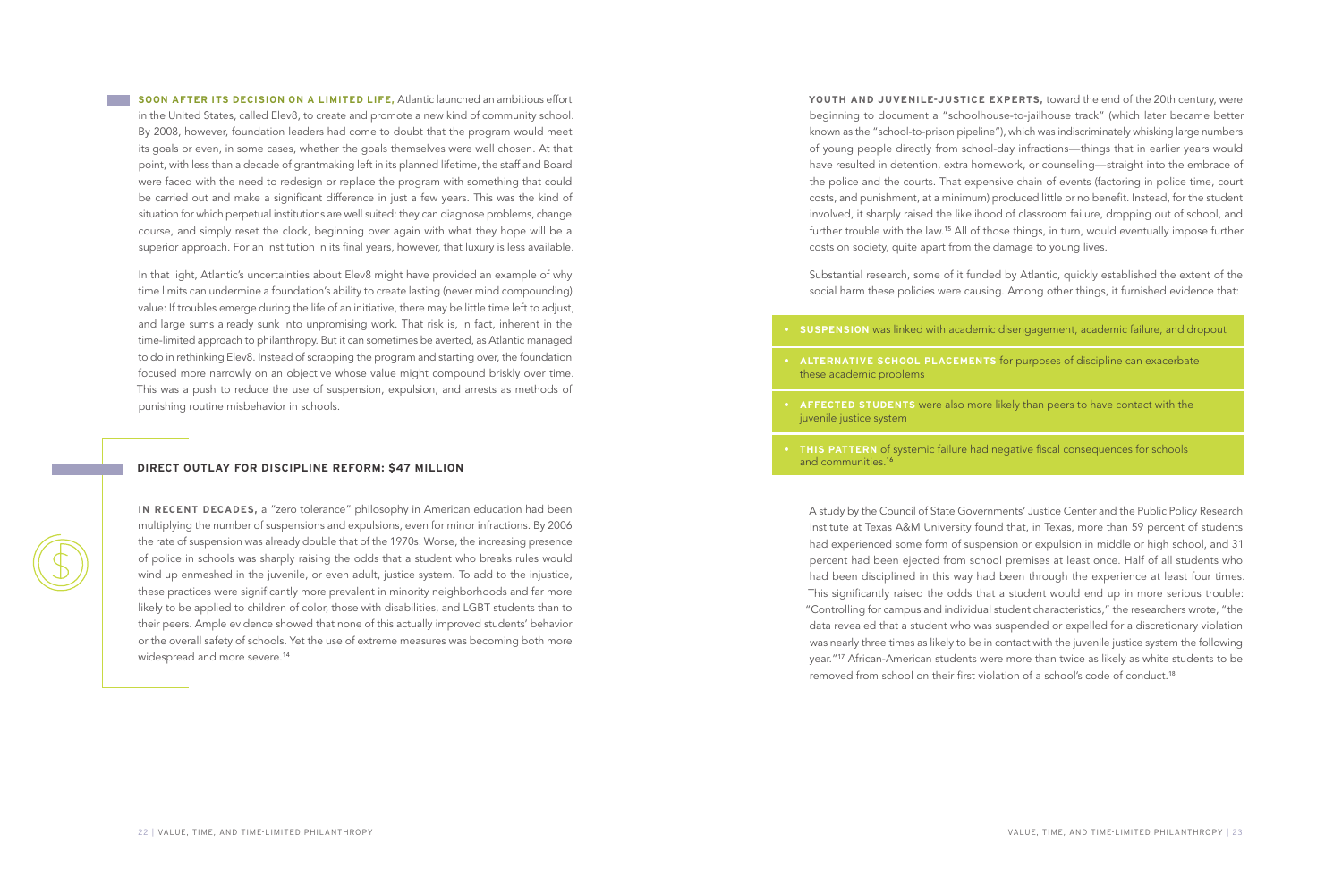**SOON AFTER ITS DECISION ON A LIMITED LIFE,** Atlantic launched an ambitious effort in the United States, called Elev8, to create and promote a new kind of community school. By 2008, however, foundation leaders had come to doubt that the program would meet its goals or even, in some cases, whether the goals themselves were well chosen. At that point, with less than a decade of grantmaking left in its planned lifetime, the staff and Board were faced with the need to redesign or replace the program with something that could be carried out and make a significant difference in just a few years. This was the kind of situation for which perpetual institutions are well suited: they can diagnose problems, change course, and simply reset the clock, beginning over again with what they hope will be a superior approach. For an institution in its final years, however, that luxury is less available.

In that light, Atlantic's uncertainties about Elev8 might have provided an example of why time limits can undermine a foundation's ability to create lasting (never mind compounding) value: If troubles emerge during the life of an initiative, there may be little time left to adjust, and large sums already sunk into unpromising work. That risk is, in fact, inherent in the time-limited approach to philanthropy. But it can sometimes be averted, as Atlantic managed to do in rethinking Elev8. Instead of scrapping the program and starting over, the foundation focused more narrowly on an objective whose value might compound briskly over time. This was a push to reduce the use of suspension, expulsion, and arrests as methods of punishing routine misbehavior in schools.

## DIRECT OUTLAY FOR DISCIPLINE REFORM: $47 MILLION

**IN RECENT DECADES,** a "zero tolerance" philosophy in American education had been multiplying the number of suspensions and expulsions, even for minor infractions. By 2006 the rate of suspension was already double that of the 1970s. Worse, the increasing presence of police in schools was sharply raising the odds that a student who breaks rules would wind up enmeshed in the juvenile, or even adult, justice system. To add to the injustice, these practices were significantly more prevalent in minority neighborhoods and far more likely to be applied to children of color, those with disabilities, and LGBT students than to their peers. Ample evidence showed that none of this actually improved students' behavior or the overall safety of schools. Yet the use of extreme measures was becoming both more widespread and more severe.[14]

**YOUTH AND JUVENILE-JUSTICE EXPERTS,** toward the end of the 20th century, were beginning to document a "schoolhouse-to-jailhouse track" (which later became better known as the "school-to-prison pipeline"), which was indiscriminately whisking large numbers of young people directly from school-day infractions—things that in earlier years would have resulted in detention, extra homework, or counseling—straight into the embrace of the police and the courts. That expensive chain of events (factoring in police time, court costs, and punishment, at a minimum) produced little or no benefit. Instead, for the student involved, it sharply raised the likelihood of classroom failure, dropping out of school, and further trouble with the law.[15] All of those things, in turn, would eventually impose further costs on society, quite apart from the damage to young lives.

Substantial research, some of it funded by Atlantic, quickly established the extent of the social harm these policies were causing. Among other things, it furnished evidence that:

- **SUSPENSION** was linked with academic disengagement, academic failure, and dropout
- **ALTERNATIVE SCHOOL PLACEMENTS** for purposes of discipline can exacerbate these academic problems
- **AFFECTED STUDENTS** were also more likely than peers to have contact with the juvenile justice system
- **THIS PATTERN** of systemic failure had negative fiscal consequences for schools and communities.[16]

A study by the Council of State Governments' Justice Center and the Public Policy Research Institute at Texas A&M University found that, in Texas, more than 59 percent of students had experienced some form of suspension or expulsion in middle or high school, and 31 percent had been ejected from school premises at least once. Half of all students who had been disciplined in this way had been through the experience at least four times. This significantly raised the odds that a student would end up in more serious trouble: "Controlling for campus and individual student characteristics," the researchers wrote, "the data revealed that a student who was suspended or expelled for a discretionary violation was nearly three times as likely to be in contact with the juvenile justice system the following year."[17] African-American students were more than twice as likely as white students to be removed from school on their first violation of a school's code of conduct.[18]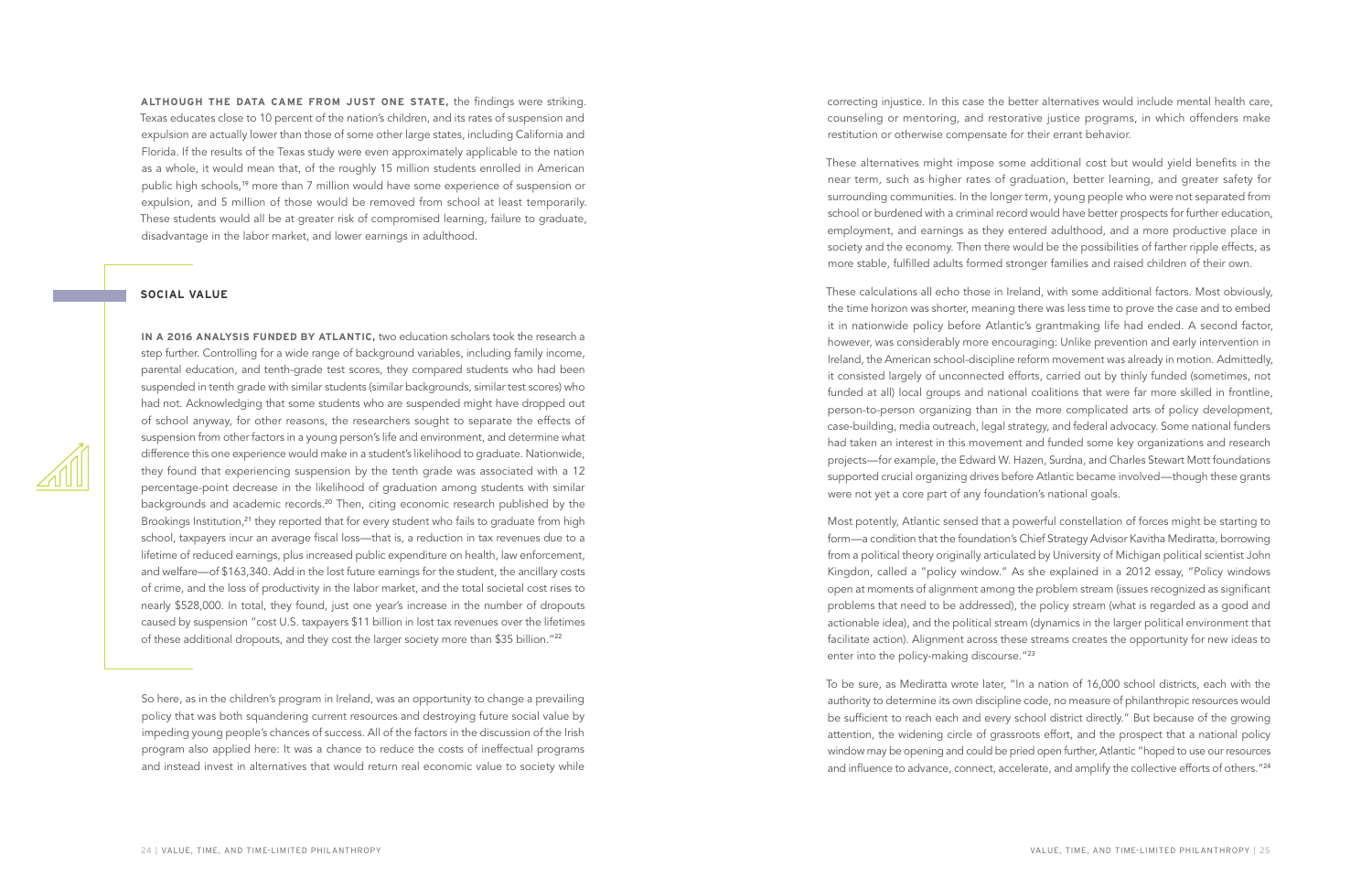**ALTHOUGH THE DATA CAME FROM JUST ONE STATE,** the findings were striking. Texas educates close to 10 percent of the nation's children, and its rates of suspension and expulsion are actually lower than those of some other large states, including California and Florida. If the results of the Texas study were even approximately applicable to the nation as a whole, it would mean that, of the roughly 15 million students enrolled in American public high schools,[19] more than 7 million would have some experience of suspension or expulsion, and 5 million of those would be removed from school at least temporarily. These students would all be at greater risk of compromised learning, failure to graduate, disadvantage in the labor market, and lower earnings in adulthood.

## SOCIAL VALUE

**IN A 2016 ANALYSIS FUNDED BY ATLANTIC,** two education scholars took the research a step further. Controlling for a wide range of background variables, including family income, parental education, and tenth-grade test scores, they compared students who had been suspended in tenth grade with similar students (similar backgrounds, similar test scores) who had not. Acknowledging that some students who are suspended might have dropped out of school anyway, for other reasons, the researchers sought to separate the effects of suspension from other factors in a young person's life and environment, and determine what difference this one experience would make in a student's likelihood to graduate. Nationwide, they found that experiencing suspension by the tenth grade was associated with a 12 percentage-point decrease in the likelihood of graduation among students with similar backgrounds and academic records.[20] Then, citing economic research published by the Brookings Institution,[21] they reported that for every student who fails to graduate from high school, taxpayers incur an average fiscal loss—that is, a reduction in tax revenues due to a lifetime of reduced earnings, plus increased public expenditure on health, law enforcement, and welfare—of $163,340. Add in the lost future earnings for the student, the ancillary costs of crime, and the loss of productivity in the labor market, and the total societal cost rises to nearly $528,000. In total, they found, just one year's increase in the number of dropouts caused by suspension "cost U.S. taxpayers $11 billion in lost tax revenues over the lifetimes of these additional dropouts, and they cost the larger society more than $35 billion."[22]

So here, as in the children's program in Ireland, was an opportunity to change a prevailing policy that was both squandering current resources and destroying future social value by impeding young people's chances of success. All of the factors in the discussion of the Irish program also applied here: It was a chance to reduce the costs of ineffectual programs and instead invest in alternatives that would return real economic value to society while correcting injustice. In this case the better alternatives would include mental health care, counseling or mentoring, and restorative justice programs, in which offenders make restitution or otherwise compensate for their errant behavior.

These alternatives might impose some additional cost but would yield benefits in the near term, such as higher rates of graduation, better learning, and greater safety for surrounding communities. In the longer term, young people who were not separated from school or burdened with a criminal record would have better prospects for further education, employment, and earnings as they entered adulthood, and a more productive place in society and the economy. Then there would be the possibilities of farther ripple effects, as more stable, fulfilled adults formed stronger families and raised children of their own.

These calculations all echo those in Ireland, with some additional factors. Most obviously, the time horizon was shorter, meaning there was less time to prove the case and to embed it in nationwide policy before Atlantic's grantmaking life had ended. A second factor, however, was considerably more encouraging: Unlike prevention and early intervention in Ireland, the American school-discipline reform movement was already in motion. Admittedly, it consisted largely of unconnected efforts, carried out by thinly funded (sometimes, not funded at all) local groups and national coalitions that were far more skilled in frontline, person-to-person organizing than in the more complicated arts of policy development, case-building, media outreach, legal strategy, and federal advocacy. Some national funders had taken an interest in this movement and funded some key organizations and research projects—for example, the Edward W. Hazen, Surdna, and Charles Stewart Mott foundations supported crucial organizing drives before Atlantic became involved—though these grants were not yet a core part of any foundation's national goals.

Most potently, Atlantic sensed that a powerful constellation of forces might be starting to form—a condition that the foundation's Chief Strategy Advisor Kavitha Mediratta, borrowing from a political theory originally articulated by University of Michigan political scientist John Kingdon, called a "policy window." As she explained in a 2012 essay, "Policy windows open at moments of alignment among the problem stream (issues recognized as significant problems that need to be addressed), the policy stream (what is regarded as a good and actionable idea), and the political stream (dynamics in the larger political environment that facilitate action). Alignment across these streams creates the opportunity for new ideas to enter into the policy-making discourse."[23]

To be sure, as Mediratta wrote later, "In a nation of 16,000 school districts, each with the authority to determine its own discipline code, no measure of philanthropic resources would be sufficient to reach each and every school district directly." But because of the growing attention, the widening circle of grassroots effort, and the prospect that a national policy window may be opening and could be pried open further, Atlantic "hoped to use our resources and influence to advance, connect, accelerate, and amplify the collective efforts of others."[24]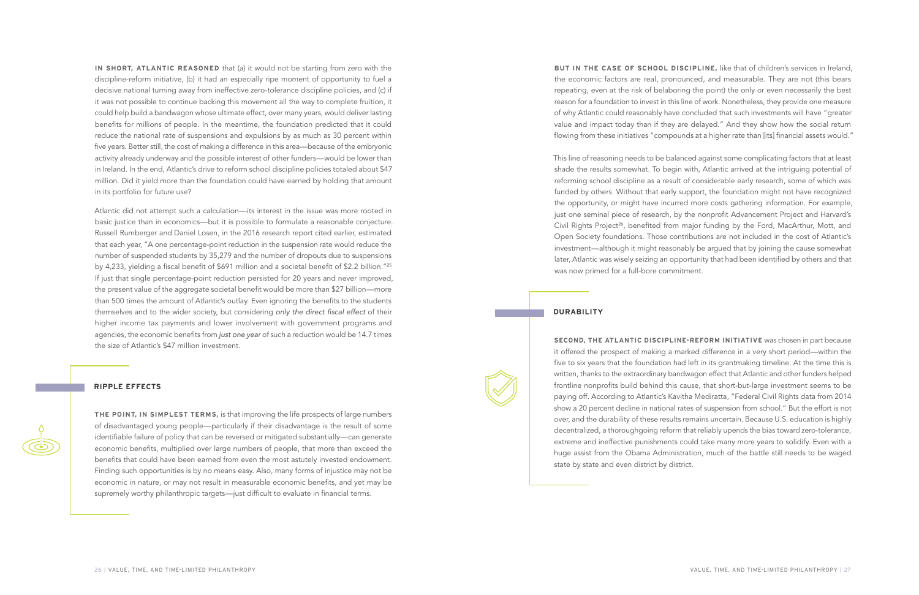**IN SHORT, ATLANTIC REASONED** that (a) it would not be starting from zero with the discipline-reform initiative, (b) it had an especially ripe moment of opportunity to fuel a decisive national turning away from ineffective zero-tolerance discipline policies, and (c) if it was not possible to continue backing this movement all the way to complete fruition, it could help build a bandwagon whose ultimate effect, over many years, would deliver lasting benefits for millions of people. In the meantime, the foundation predicted that it could reduce the national rate of suspensions and expulsions by as much as 30 percent within five years. Better still, the cost of making a difference in this area—because of the embryonic activity already underway and the possible interest of other funders—would be lower than in Ireland. In the end, Atlantic's drive to reform school discipline policies totaled about $47 million. Did it yield more than the foundation could have earned by holding that amount in its portfolio for future use?

Atlantic did not attempt such a calculation—its interest in the issue was more rooted in basic justice than in economics—but it is possible to formulate a reasonable conjecture. Russell Rumberger and Daniel Losen, in the 2016 research report cited earlier, estimated that each year, "A one percentage-point reduction in the suspension rate would reduce the number of suspended students by 35,279 and the number of dropouts due to suspensions by 4,233, yielding a fiscal benefit of $691 million and a societal benefit of $2.2 billion."[25] If just that single percentage-point reduction persisted for 20 years and never improved, the present value of the aggregate societal benefit would be more than $27 billion—more than 500 times the amount of Atlantic's outlay. Even ignoring the benefits to the students themselves and to the wider society, but considering *only the direct fiscal effect* of their higher income tax payments and lower involvement with government programs and agencies, the economic benefits from *just one year* of such a reduction would be 14.7 times the size of Atlantic's $47 million investment.

## RIPPLE EFFECTS

**THE POINT, IN SIMPLEST TERMS,** is that improving the life prospects of large numbers of disadvantaged young people—particularly if their disadvantage is the result of some identifiable failure of policy that can be reversed or mitigated substantially—can generate economic benefits, multiplied over large numbers of people, that more than exceed the benefits that could have been earned from even the most astutely invested endowment. Finding such opportunities is by no means easy. Also, many forms of injustice may not be economic in nature, or may not result in measurable economic benefits, and yet may be supremely worthy philanthropic targets—just difficult to evaluate in financial terms.

**BUT IN THE CASE OF SCHOOL DISCIPLINE,** like that of children's services in Ireland, the economic factors are real, pronounced, and measurable. They are not (this bears repeating, even at the risk of belaboring the point) the only or even necessarily the best reason for a foundation to invest in this line of work. Nonetheless, they provide one measure of why Atlantic could reasonably have concluded that such investments will have "greater value and impact today than if they are delayed." And they show how the social return flowing from these initiatives "compounds at a higher rate than [its] financial assets would."

This line of reasoning needs to be balanced against some complicating factors that at least shade the results somewhat. To begin with, Atlantic arrived at the intriguing potential of reforming school discipline as a result of considerable early research, some of which was funded by others. Without that early support, the foundation might not have recognized the opportunity, or might have incurred more costs gathering information. For example, just one seminal piece of research, by the nonprofit Advancement Project and Harvard's Civil Rights Project[26], benefited from major funding by the Ford, MacArthur, Mott, and Open Society foundations. Those contributions are not included in the cost of Atlantic's investment—although it might reasonably be argued that by joining the cause somewhat later, Atlantic was wisely seizing an opportunity that had been identified by others and that was now primed for a full-bore commitment.

## DURABILITY

**SECOND, THE ATLANTIC DISCIPLINE-REFORM INITIATIVE** was chosen in part because it offered the prospect of making a marked difference in a very short period—within the five to six years that the foundation had left in its grantmaking timeline. At the time this is written, thanks to the extraordinary bandwagon effect that Atlantic and other funders helped frontline nonprofits build behind this cause, that short-but-large investment seems to be paying off. According to Atlantic's Kavitha Mediratta, "Federal Civil Rights data from 2014 show a 20 percent decline in national rates of suspension from school." But the effort is not over, and the durability of these results remains uncertain. Because U.S. education is highly decentralized, a thoroughgoing reform that reliably upends the bias toward zero-tolerance, extreme and ineffective punishments could take many more years to solidify. Even with a huge assist from the Obama Administration, much of the battle still needs to be waged state by state and even district by district.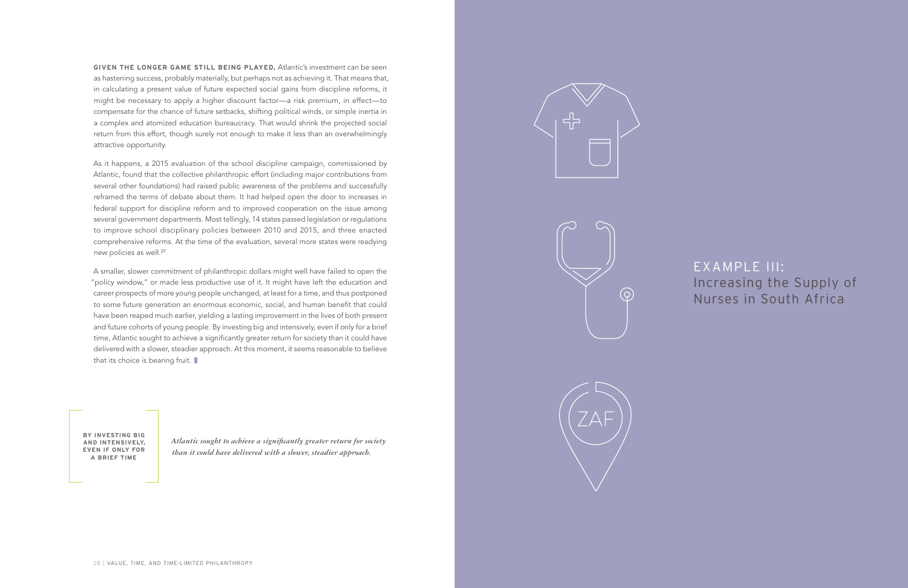**GIVEN THE LONGER GAME STILL BEING PLAYED,** Atlantic's investment can be seen as hastening success, probably materially, but perhaps not as achieving it. That means that, in calculating a present value of future expected social gains from discipline reforms, it might be necessary to apply a higher discount factor—a risk premium, in effect—to compensate for the chance of future setbacks, shifting political winds, or simple inertia in a complex and atomized education bureaucracy. That would shrink the projected social return from this effort, though surely not enough to make it less than an overwhelmingly attractive opportunity.

As it happens, a 2015 evaluation of the school discipline campaign, commissioned by Atlantic, found that the collective philanthropic effort (including major contributions from several other foundations) had raised public awareness of the problems and successfully reframed the terms of debate about them. It had helped open the door to increases in federal support for discipline reform and to improved cooperation on the issue among several government departments. Most tellingly, 14 states passed legislation or regulations to improve school disciplinary policies between 2010 and 2015, and three enacted comprehensive reforms. At the time of the evaluation, several more states were readying new policies as well.[27]

A smaller, slower commitment of philanthropic dollars might well have failed to open the "policy window," or made less productive use of it. It might have left the education and career prospects of more young people unchanged, at least for a time, and thus postponed to some future generation an enormous economic, social, and human benefit that could have been reaped much earlier, yielding a lasting improvement in the lives of both present and future cohorts of young people. By investing big and intensively, even if only for a brief time, Atlantic sought to achieve a significantly greater return for society than it could have delivered with a slower, steadier approach. At this moment, it seems reasonable to believe that its choice is bearing fruit.

**BY INVESTING BIG AND INTENSIVELY, EVEN IF ONLY FOR A BRIEF TIME**

*Atlantic sought to achieve a significantly greater return for society than it could have delivered with a slower, steadier approach.*

# EXAMPLE III: Increasing the Supply of Nurses in South Africa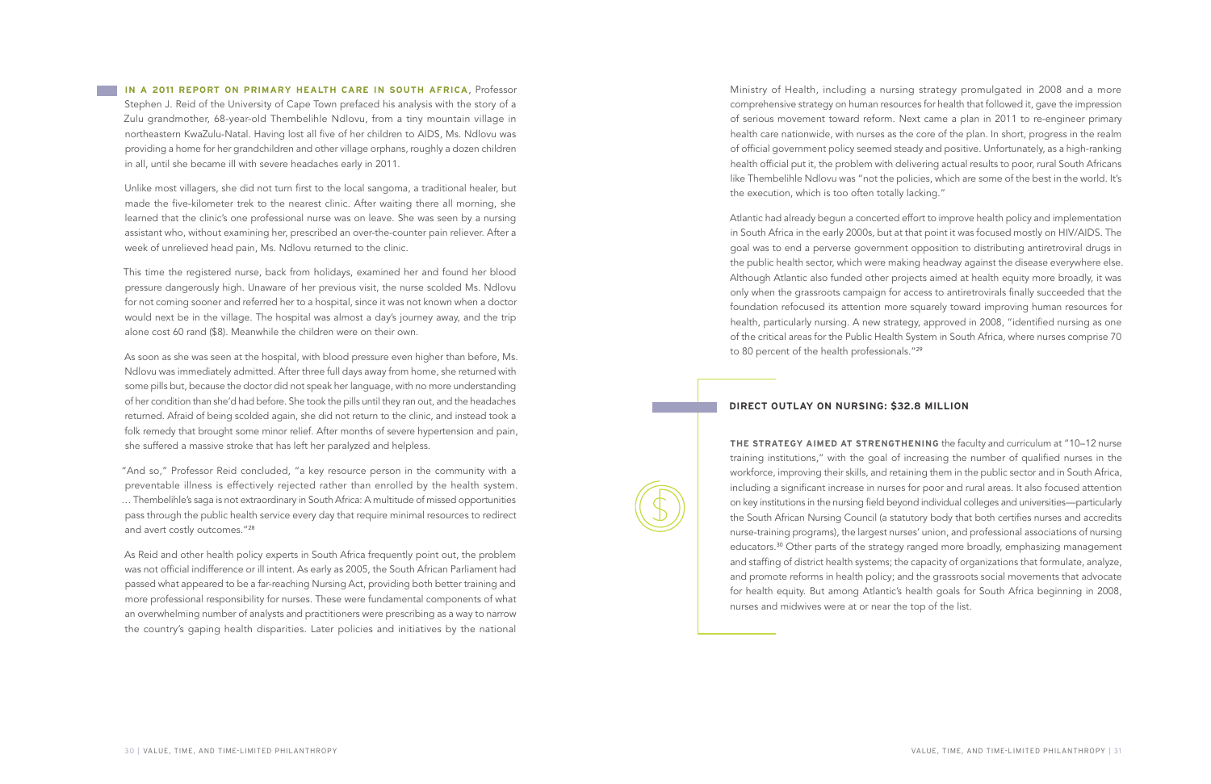**IN A 2011 REPORT ON PRIMARY HEALTH CARE IN SOUTH AFRICA**, Professor Stephen J. Reid of the University of Cape Town prefaced his analysis with the story of a Zulu grandmother, 68-year-old Thembelihle Ndlovu, from a tiny mountain village in northeastern KwaZulu-Natal. Having lost all five of her children to AIDS, Ms. Ndlovu was providing a home for her grandchildren and other village orphans, roughly a dozen children in all, until she became ill with severe headaches early in 2011.

Unlike most villagers, she did not turn first to the local sangoma, a traditional healer, but made the five-kilometer trek to the nearest clinic. After waiting there all morning, she learned that the clinic's one professional nurse was on leave. She was seen by a nursing assistant who, without examining her, prescribed an over-the-counter pain reliever. After a week of unrelieved head pain, Ms. Ndlovu returned to the clinic.

This time the registered nurse, back from holidays, examined her and found her blood pressure dangerously high. Unaware of her previous visit, the nurse scolded Ms. Ndlovu for not coming sooner and referred her to a hospital, since it was not known when a doctor would next be in the village. The hospital was almost a day's journey away, and the trip alone cost 60 rand ($8). Meanwhile the children were on their own.

As soon as she was seen at the hospital, with blood pressure even higher than before, Ms. Ndlovu was immediately admitted. After three full days away from home, she returned with some pills but, because the doctor did not speak her language, with no more understanding of her condition than she'd had before. She took the pills until they ran out, and the headaches returned. Afraid of being scolded again, she did not return to the clinic, and instead took a folk remedy that brought some minor relief. After months of severe hypertension and pain, she suffered a massive stroke that has left her paralyzed and helpless.

"And so," Professor Reid concluded, "a key resource person in the community with a preventable illness is effectively rejected rather than enrolled by the health system. … Thembelihle's saga is not extraordinary in South Africa: A multitude of missed opportunities pass through the public health service every day that require minimal resources to redirect and avert costly outcomes."[28]

As Reid and other health policy experts in South Africa frequently point out, the problem was not official indifference or ill intent. As early as 2005, the South African Parliament had passed what appeared to be a far-reaching Nursing Act, providing both better training and more professional responsibility for nurses. These were fundamental components of what an overwhelming number of analysts and practitioners were prescribing as a way to narrow the country's gaping health disparities. Later policies and initiatives by the national Ministry of Health, including a nursing strategy promulgated in 2008 and a more comprehensive strategy on human resources for health that followed it, gave the impression of serious movement toward reform. Next came a plan in 2011 to re-engineer primary health care nationwide, with nurses as the core of the plan. In short, progress in the realm of official government policy seemed steady and positive. Unfortunately, as a high-ranking health official put it, the problem with delivering actual results to poor, rural South Africans like Thembelihle Ndlovu was "not the policies, which are some of the best in the world. It's the execution, which is too often totally lacking."

Atlantic had already begun a concerted effort to improve health policy and implementation in South Africa in the early 2000s, but at that point it was focused mostly on HIV/AIDS. The goal was to end a perverse government opposition to distributing antiretroviral drugs in the public health sector, which were making headway against the disease everywhere else. Although Atlantic also funded other projects aimed at health equity more broadly, it was only when the grassroots campaign for access to antiretrovirals finally succeeded that the foundation refocused its attention more squarely toward improving human resources for health, particularly nursing. A new strategy, approved in 2008, "identified nursing as one of the critical areas for the Public Health System in South Africa, where nurses comprise 70 to 80 percent of the health professionals."[29]

## DIRECT OUTLAY ON NURSING: $32.8 MILLION

**THE STRATEGY AIMED AT STRENGTHENING** the faculty and curriculum at "10–12 nurse training institutions," with the goal of increasing the number of qualified nurses in the workforce, improving their skills, and retaining them in the public sector and in South Africa, including a significant increase in nurses for poor and rural areas. It also focused attention on key institutions in the nursing field beyond individual colleges and universities—particularly the South African Nursing Council (a statutory body that both certifies nurses and accredits nurse-training programs), the largest nurses' union, and professional associations of nursing educators.[30] Other parts of the strategy ranged more broadly, emphasizing management and staffing of district health systems; the capacity of organizations that formulate, analyze, and promote reforms in health policy; and the grassroots social movements that advocate for health equity. But among Atlantic's health goals for South Africa beginning in 2008, nurses and midwives were at or near the top of the list.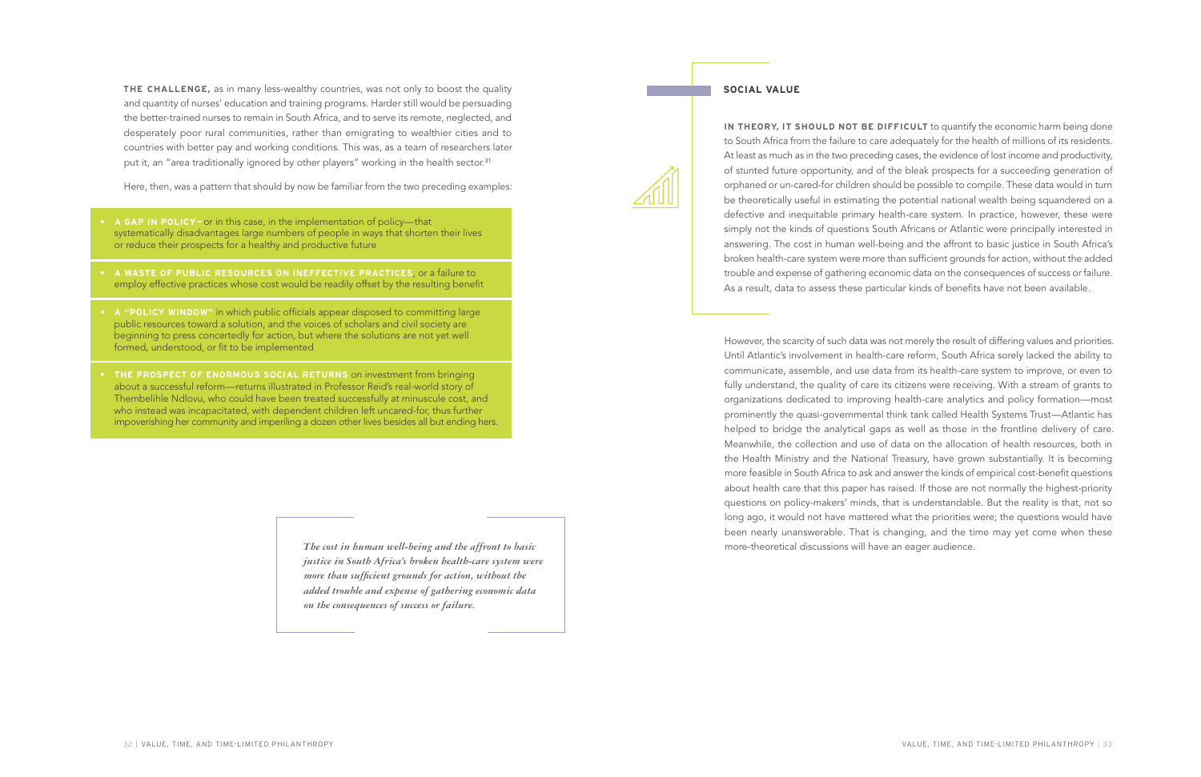**THE CHALLENGE,** as in many less-wealthy countries, was not only to boost the quality and quantity of nurses' education and training programs. Harder still would be persuading the better-trained nurses to remain in South Africa, and to serve its remote, neglected, and desperately poor rural communities, rather than emigrating to wealthier cities and to countries with better pay and working conditions. This was, as a team of researchers later put it, an "area traditionally ignored by other players" working in the health sector.[31]

Here, then, was a pattern that should by now be familiar from the two preceding examples:

- **A GAP IN POLICY** – or in this case, in the implementation of policy—that systematically disadvantages large numbers of people in ways that shorten their lives or reduce their prospects for a healthy and productive future
- **A WASTE OF PUBLIC RESOURCES ON INEFFECTIVE PRACTICES**, or a failure to employ effective practices whose cost would be readily offset by the resulting benefit
- **A "POLICY WINDOW"** in which public officials appear disposed to committing large public resources toward a solution, and the voices of scholars and civil society are beginning to press concertedly for action, but where the solutions are not yet well formed, understood, or fit to be implemented
- **THE PROSPECT OF ENORMOUS SOCIAL RETURNS** on investment from bringing about a successful reform—returns illustrated in Professor Reid's real-world story of Thembelihle Ndlovu, who could have been treated successfully at minuscule cost, and who instead was incapacitated, with dependent children left uncared-for, thus further impoverishing her community and imperiling a dozen other lives besides all but ending hers.

> *The cost in human well-being and the affront to basic justice in South Africa's broken health-care system were more than sufficient grounds for action, without the added trouble and expense of gathering economic data on the consequences of success or failure.*

## SOCIAL VALUE

**IN THEORY, IT SHOULD NOT BE DIFFICULT** to quantify the economic harm being done to South Africa from the failure to care adequately for the health of millions of its residents. At least as much as in the two preceding cases, the evidence of lost income and productivity, of stunted future opportunity, and of the bleak prospects for a succeeding generation of orphaned or un-cared-for children should be possible to compile. These data would in turn be theoretically useful in estimating the potential national wealth being squandered on a defective and inequitable primary health-care system. In practice, however, these were simply not the kinds of questions South Africans or Atlantic were principally interested in answering. The cost in human well-being and the affront to basic justice in South Africa's broken health-care system were more than sufficient grounds for action, without the added trouble and expense of gathering economic data on the consequences of success or failure. As a result, data to assess these particular kinds of benefits have not been available.

However, the scarcity of such data was not merely the result of differing values and priorities. Until Atlantic's involvement in health-care reform, South Africa sorely lacked the ability to communicate, assemble, and use data from its health-care system to improve, or even to fully understand, the quality of care its citizens were receiving. With a stream of grants to organizations dedicated to improving health-care analytics and policy formation—most prominently the quasi-governmental think tank called Health Systems Trust—Atlantic has helped to bridge the analytical gaps as well as those in the frontline delivery of care. Meanwhile, the collection and use of data on the allocation of health resources, both in the Health Ministry and the National Treasury, have grown substantially. It is becoming more feasible in South Africa to ask and answer the kinds of empirical cost-benefit questions about health care that this paper has raised. If those are not normally the highest-priority questions on policy-makers' minds, that is understandable. But the reality is that, not so long ago, it would not have mattered what the priorities were; the questions would have been nearly unanswerable. That is changing, and the time may yet come when these more-theoretical discussions will have an eager audience.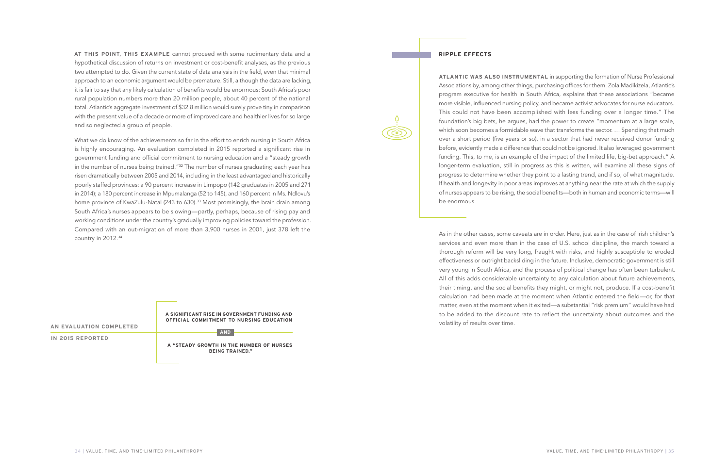**AT THIS POINT, THIS EXAMPLE** cannot proceed with some rudimentary data and a hypothetical discussion of returns on investment or cost-benefit analyses, as the previous two attempted to do. Given the current state of data analysis in the field, even that minimal approach to an economic argument would be premature. Still, although the data are lacking, it is fair to say that any likely calculation of benefits would be enormous: South Africa's poor rural population numbers more than 20 million people, about 40 percent of the national total. Atlantic's aggregate investment of $32.8 million would surely prove tiny in comparison with the present value of a decade or more of improved care and healthier lives for so large and so neglected a group of people.

What we do know of the achievements so far in the effort to enrich nursing in South Africa is highly encouraging. An evaluation completed in 2015 reported a significant rise in government funding and official commitment to nursing education and a "steady growth in the number of nurses being trained."[32] The number of nurses graduating each year has risen dramatically between 2005 and 2014, including in the least advantaged and historically poorly staffed provinces: a 90 percent increase in Limpopo (142 graduates in 2005 and 271 in 2014); a 180 percent increase in Mpumalanga (52 to 145), and 160 percent in Ms. Ndlovu's home province of KwaZulu-Natal (243 to 630).[33] Most promisingly, the brain drain among South Africa's nurses appears to be slowing—partly, perhaps, because of rising pay and working conditions under the country's gradually improving policies toward the profession. Compared with an out-migration of more than 3,900 nurses in 2001, just 378 left the country in 2012.[34]

**AN EVALUATION COMPLETED IN 2015 REPORTED**

**A SIGNIFICANT RISE IN GOVERNMENT FUNDING AND OFFICIAL COMMITMENT TO NURSING EDUCATION**

**AND**

**A "STEADY GROWTH IN THE NUMBER OF NURSES BEING TRAINED."**

## RIPPLE EFFECTS

**ATLANTIC WAS ALSO INSTRUMENTAL** in supporting the formation of Nurse Professional Associations by, among other things, purchasing offices for them. Zola Madikizela, Atlantic's program executive for health in South Africa, explains that these associations "became more visible, influenced nursing policy, and became activist advocates for nurse educators. This could not have been accomplished with less funding over a longer time." The foundation's big bets, he argues, had the power to create "momentum at a large scale, which soon becomes a formidable wave that transforms the sector. … Spending that much over a short period (five years or so), in a sector that had never received donor funding before, evidently made a difference that could not be ignored. It also leveraged government funding. This, to me, is an example of the impact of the limited life, big-bet approach." A longer-term evaluation, still in progress as this is written, will examine all these signs of progress to determine whether they point to a lasting trend, and if so, of what magnitude. If health and longevity in poor areas improves at anything near the rate at which the supply of nurses appears to be rising, the social benefits—both in human and economic terms—will be enormous.

As in the other cases, some caveats are in order. Here, just as in the case of Irish children's services and even more than in the case of U.S. school discipline, the march toward a thorough reform will be very long, fraught with risks, and highly susceptible to eroded effectiveness or outright backsliding in the future. Inclusive, democratic government is still very young in South Africa, and the process of political change has often been turbulent. All of this adds considerable uncertainty to any calculation about future achievements, their timing, and the social benefits they might, or might not, produce. If a cost-benefit calculation had been made at the moment when Atlantic entered the field—or, for that matter, even at the moment when it exited—a substantial "risk premium" would have had to be added to the discount rate to reflect the uncertainty about outcomes and the volatility of results over time.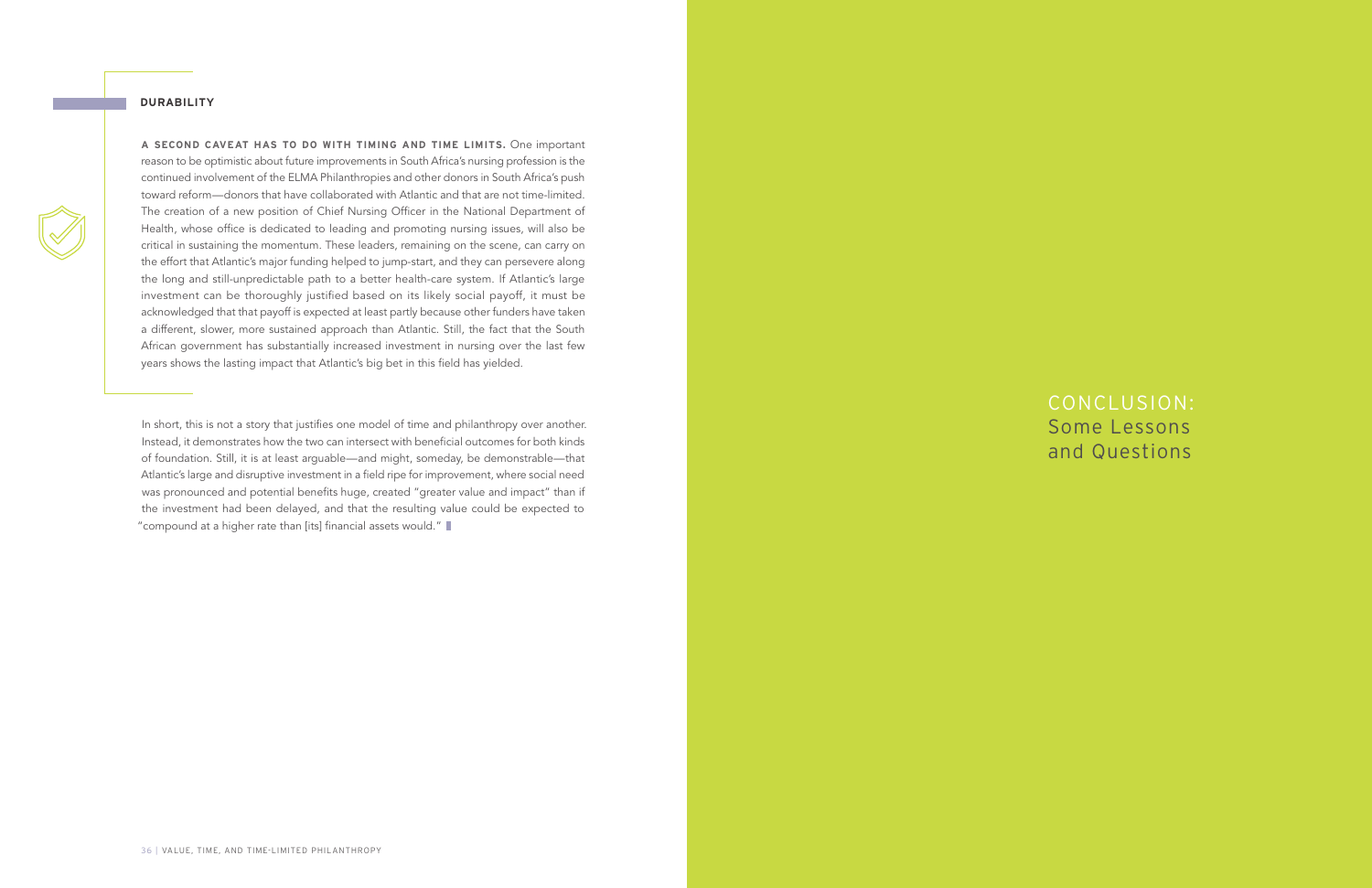### DURABILITY

**A SECOND CAVEAT HAS TO DO WITH TIMING AND TIME LIMITS.** One important reason to be optimistic about future improvements in South Africa's nursing profession is the continued involvement of the ELMA Philanthropies and other donors in South Africa's push toward reform—donors that have collaborated with Atlantic and that are not time-limited. The creation of a new position of Chief Nursing Officer in the National Department of Health, whose office is dedicated to leading and promoting nursing issues, will also be critical in sustaining the momentum. These leaders, remaining on the scene, can carry on the effort that Atlantic's major funding helped to jump-start, and they can persevere along the long and still-unpredictable path to a better health-care system. If Atlantic's large investment can be thoroughly justified based on its likely social payoff, it must be acknowledged that that payoff is expected at least partly because other funders have taken a different, slower, more sustained approach than Atlantic. Still, the fact that the South African government has substantially increased investment in nursing over the last few years shows the lasting impact that Atlantic's big bet in this field has yielded.

In short, this is not a story that justifies one model of time and philanthropy over another. Instead, it demonstrates how the two can intersect with beneficial outcomes for both kinds of foundation. Still, it is at least arguable—and might, someday, be demonstrable—that Atlantic's large and disruptive investment in a field ripe for improvement, where social need was pronounced and potential benefits huge, created "greater value and impact" than if the investment had been delayed, and that the resulting value could be expected to "compound at a higher rate than [its] financial assets would."

# CONCLUSION: Some Lessons and Questions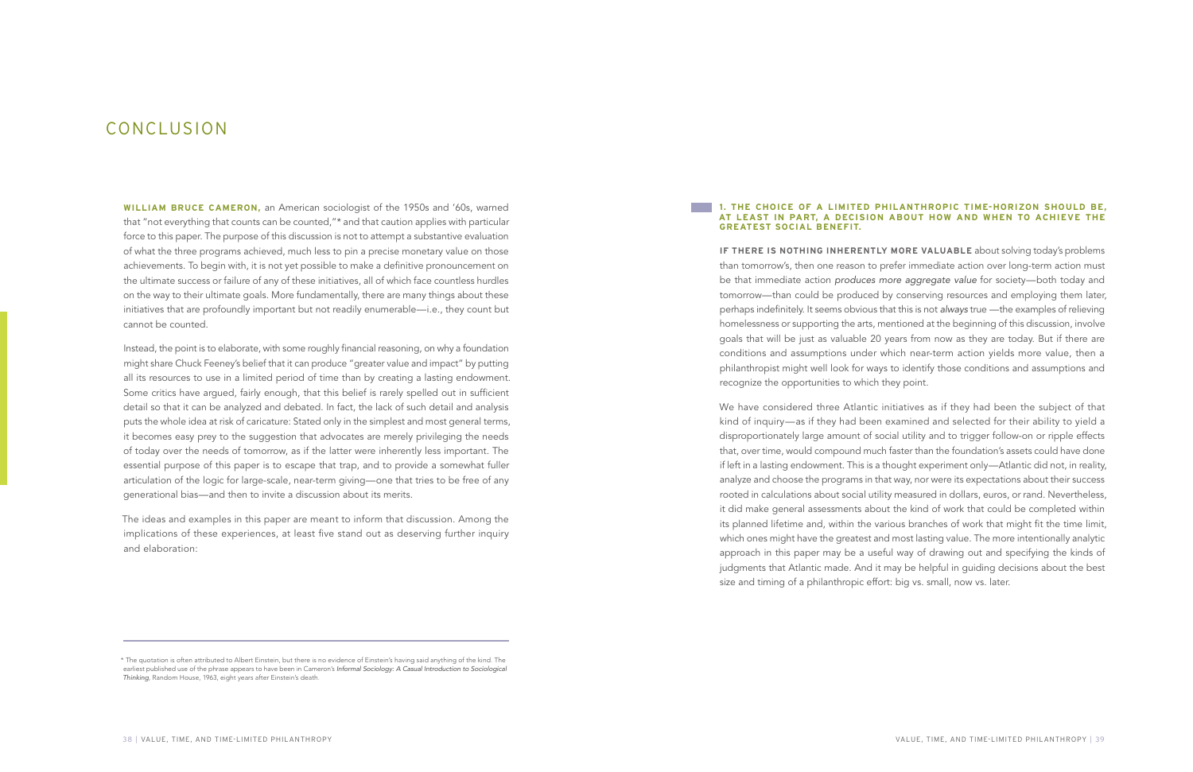# CONCLUSION

**WILLIAM BRUCE CAMERON,** an American sociologist of the 1950s and '60s, warned that "not everything that counts can be counted,"* and that caution applies with particular force to this paper. The purpose of this discussion is not to attempt a substantive evaluation of what the three programs achieved, much less to pin a precise monetary value on those achievements. To begin with, it is not yet possible to make a definitive pronouncement on the ultimate success or failure of any of these initiatives, all of which face countless hurdles on the way to their ultimate goals. More fundamentally, there are many things about these initiatives that are profoundly important but not readily enumerable—i.e., they count but cannot be counted.

Instead, the point is to elaborate, with some roughly financial reasoning, on why a foundation might share Chuck Feeney's belief that it can produce "greater value and impact" by putting all its resources to use in a limited period of time than by creating a lasting endowment. Some critics have argued, fairly enough, that this belief is rarely spelled out in sufficient detail so that it can be analyzed and debated. In fact, the lack of such detail and analysis puts the whole idea at risk of caricature: Stated only in the simplest and most general terms, it becomes easy prey to the suggestion that advocates are merely privileging the needs of today over the needs of tomorrow, as if the latter were inherently less important. The essential purpose of this paper is to escape that trap, and to provide a somewhat fuller articulation of the logic for large-scale, near-term giving—one that tries to be free of any generational bias—and then to invite a discussion about its merits.

The ideas and examples in this paper are meant to inform that discussion. Among the implications of these experiences, at least five stand out as deserving further inquiry and elaboration:

\* The quotation is often attributed to Albert Einstein, but there is no evidence of Einstein's having said anything of the kind. The earliest published use of the phrase appears to have been in Cameron's *Informal Sociology: A Casual Introduction to Sociological Thinking*, Random House, 1963, eight years after Einstein's death.

### 1. THE CHOICE OF A LIMITED PHILANTHROPIC TIME-HORIZON SHOULD BE, AT LEAST IN PART, A DECISION ABOUT HOW AND WHEN TO ACHIEVE THE GREATEST SOCIAL BENEFIT.

**IF THERE IS NOTHING INHERENTLY MORE VALUABLE** about solving today's problems than tomorrow's, then one reason to prefer immediate action over long-term action must be that immediate action *produces more aggregate value* for society—both today and tomorrow—than could be produced by conserving resources and employing them later, perhaps indefinitely. It seems obvious that this is not *always* true —the examples of relieving homelessness or supporting the arts, mentioned at the beginning of this discussion, involve goals that will be just as valuable 20 years from now as they are today. But if there are conditions and assumptions under which near-term action yields more value, then a philanthropist might well look for ways to identify those conditions and assumptions and recognize the opportunities to which they point.

We have considered three Atlantic initiatives as if they had been the subject of that kind of inquiry—as if they had been examined and selected for their ability to yield a disproportionately large amount of social utility and to trigger follow-on or ripple effects that, over time, would compound much faster than the foundation's assets could have done if left in a lasting endowment. This is a thought experiment only—Atlantic did not, in reality, analyze and choose the programs in that way, nor were its expectations about their success rooted in calculations about social utility measured in dollars, euros, or rand. Nevertheless, it did make general assessments about the kind of work that could be completed within its planned lifetime and, within the various branches of work that might fit the time limit, which ones might have the greatest and most lasting value. The more intentionally analytic approach in this paper may be a useful way of drawing out and specifying the kinds of judgments that Atlantic made. And it may be helpful in guiding decisions about the best size and timing of a philanthropic effort: big vs. small, now vs. later.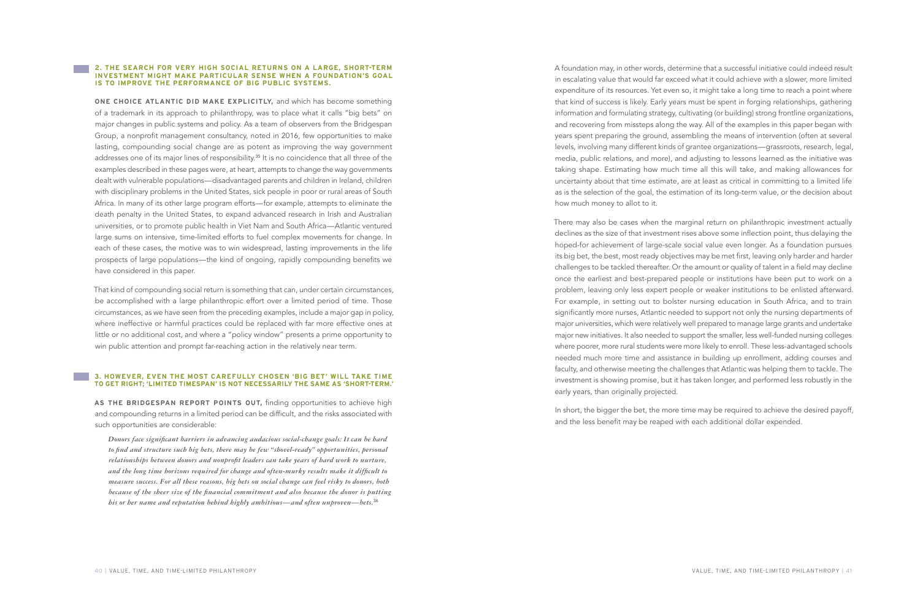### 2. THE SEARCH FOR VERY HIGH SOCIAL RETURNS ON A LARGE, SHORT-TERM INVESTMENT MIGHT MAKE PARTICULAR SENSE WHEN A FOUNDATION'S GOAL IS TO IMPROVE THE PERFORMANCE OF BIG PUBLIC SYSTEMS.

**ONE CHOICE ATLANTIC DID MAKE EXPLICITLY,** and which has become something of a trademark in its approach to philanthropy, was to place what it calls "big bets" on major changes in public systems and policy. As a team of observers from the Bridgespan Group, a nonprofit management consultancy, noted in 2016, few opportunities to make lasting, compounding social change are as potent as improving the way government addresses one of its major lines of responsibility.[35] It is no coincidence that all three of the examples described in these pages were, at heart, attempts to change the way governments dealt with vulnerable populations—disadvantaged parents and children in Ireland, children with disciplinary problems in the United States, sick people in poor or rural areas of South Africa. In many of its other large program efforts—for example, attempts to eliminate the death penalty in the United States, to expand advanced research in Irish and Australian universities, or to promote public health in Viet Nam and South Africa—Atlantic ventured large sums on intensive, time-limited efforts to fuel complex movements for change. In each of these cases, the motive was to win widespread, lasting improvements in the life prospects of large populations—the kind of ongoing, rapidly compounding benefits we have considered in this paper.

That kind of compounding social return is something that can, under certain circumstances, be accomplished with a large philanthropic effort over a limited period of time. Those circumstances, as we have seen from the preceding examples, include a major gap in policy, where ineffective or harmful practices could be replaced with far more effective ones at little or no additional cost, and where a "policy window" presents a prime opportunity to win public attention and prompt far-reaching action in the relatively near term.

### 3. HOWEVER, EVEN THE MOST CAREFULLY CHOSEN 'BIG BET' WILL TAKE TIME TO GET RIGHT; 'LIMITED TIMESPAN' IS NOT NECESSARILY THE SAME AS 'SHORT-TERM.'

**AS THE BRIDGESPAN REPORT POINTS OUT,** finding opportunities to achieve high and compounding returns in a limited period can be difficult, and the risks associated with such opportunities are considerable:

> *Donors face significant barriers in advancing audacious social-change goals: It can be hard to find and structure such big bets, there may be few "shovel-ready" opportunities, personal relationships between donors and nonprofit leaders can take years of hard work to nurture, and the long time horizons required for change and often-murky results make it difficult to measure success. For all these reasons, big bets on social change can feel risky to donors, both because of the sheer size of the financial commitment and also because the donor is putting his or her name and reputation behind highly ambitious—and often unproven—bets.*[36]

A foundation may, in other words, determine that a successful initiative could indeed result in escalating value that would far exceed what it could achieve with a slower, more limited expenditure of its resources. Yet even so, it might take a long time to reach a point where that kind of success is likely. Early years must be spent in forging relationships, gathering information and formulating strategy, cultivating (or building) strong frontline organizations, and recovering from missteps along the way. All of the examples in this paper began with years spent preparing the ground, assembling the means of intervention (often at several levels, involving many different kinds of grantee organizations—grassroots, research, legal, media, public relations, and more), and adjusting to lessons learned as the initiative was taking shape. Estimating how much time all this will take, and making allowances for uncertainty about that time estimate, are at least as critical in committing to a limited life as is the selection of the goal, the estimation of its long-term value, or the decision about how much money to allot to it.

There may also be cases when the marginal return on philanthropic investment actually declines as the size of that investment rises above some inflection point, thus delaying the hoped-for achievement of large-scale social value even longer. As a foundation pursues its big bet, the best, most ready objectives may be met first, leaving only harder and harder challenges to be tackled thereafter. Or the amount or quality of talent in a field may decline once the earliest and best-prepared people or institutions have been put to work on a problem, leaving only less expert people or weaker institutions to be enlisted afterward. For example, in setting out to bolster nursing education in South Africa, and to train significantly more nurses, Atlantic needed to support not only the nursing departments of major universities, which were relatively well prepared to manage large grants and undertake major new initiatives. It also needed to support the smaller, less well-funded nursing colleges where poorer, more rural students were more likely to enroll. These less-advantaged schools needed much more time and assistance in building up enrollment, adding courses and faculty, and otherwise meeting the challenges that Atlantic was helping them to tackle. The investment is showing promise, but it has taken longer, and performed less robustly in the early years, than originally projected.

In short, the bigger the bet, the more time may be required to achieve the desired payoff, and the less benefit may be reaped with each additional dollar expended.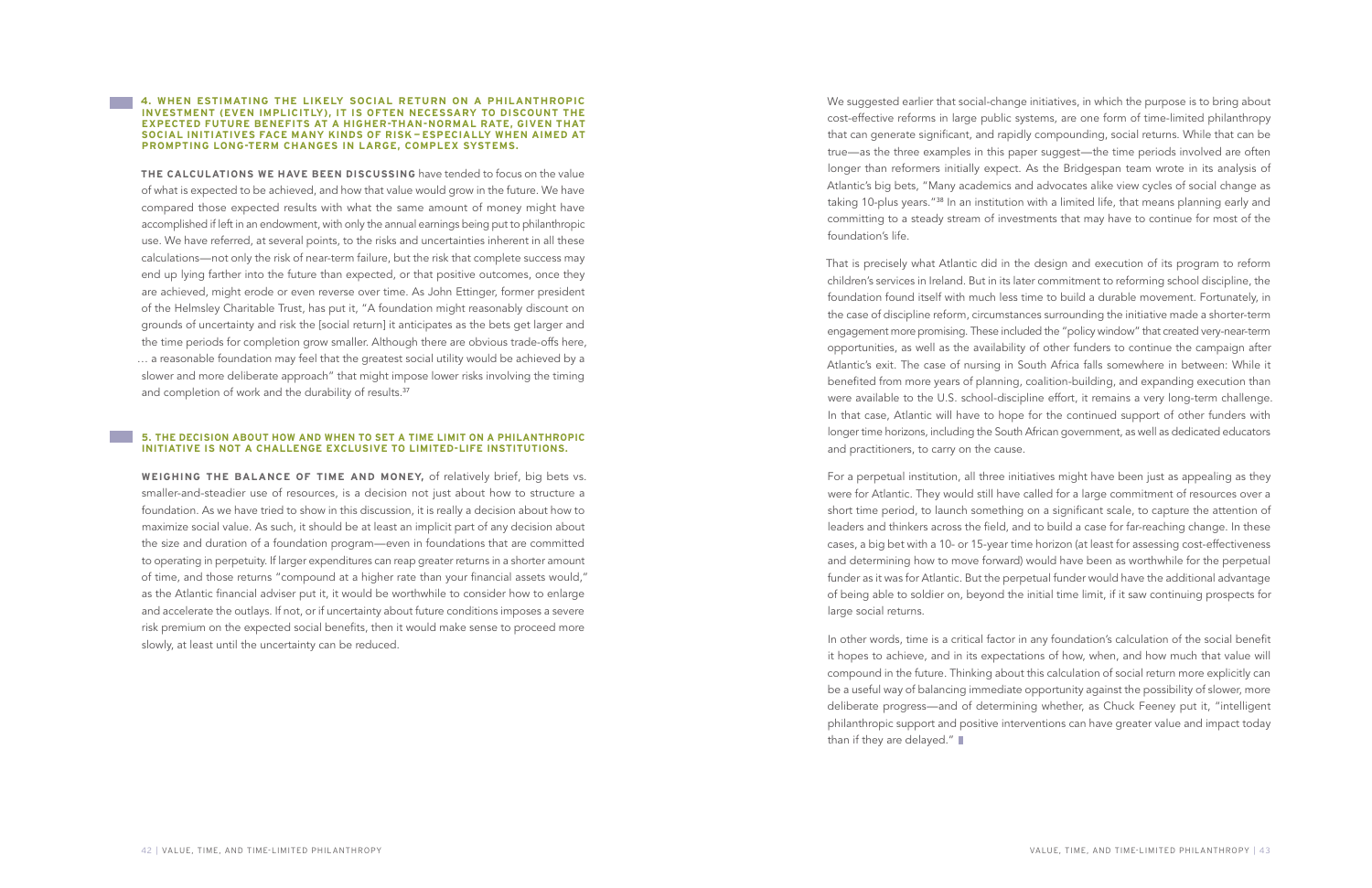### 4. WHEN ESTIMATING THE LIKELY SOCIAL RETURN ON A PHILANTHROPIC INVESTMENT (EVEN IMPLICITLY), IT IS OFTEN NECESSARY TO DISCOUNT THE EXPECTED FUTURE BENEFITS AT A HIGHER-THAN-NORMAL RATE, GIVEN THAT SOCIAL INITIATIVES FACE MANY KINDS OF RISK – ESPECIALLY WHEN AIMED AT PROMPTING LONG-TERM CHANGES IN LARGE, COMPLEX SYSTEMS.

**THE CALCULATIONS WE HAVE BEEN DISCUSSING** have tended to focus on the value of what is expected to be achieved, and how that value would grow in the future. We have compared those expected results with what the same amount of money might have accomplished if left in an endowment, with only the annual earnings being put to philanthropic use. We have referred, at several points, to the risks and uncertainties inherent in all these calculations—not only the risk of near-term failure, but the risk that complete success may end up lying farther into the future than expected, or that positive outcomes, once they are achieved, might erode or even reverse over time. As John Ettinger, former president of the Helmsley Charitable Trust, has put it, "A foundation might reasonably discount on grounds of uncertainty and risk the [social return] it anticipates as the bets get larger and the time periods for completion grow smaller. Although there are obvious trade-offs here, … a reasonable foundation may feel that the greatest social utility would be achieved by a slower and more deliberate approach" that might impose lower risks involving the timing and completion of work and the durability of results.[37]

### 5. THE DECISION ABOUT HOW AND WHEN TO SET A TIME LIMIT ON A PHILANTHROPIC INITIATIVE IS NOT A CHALLENGE EXCLUSIVE TO LIMITED-LIFE INSTITUTIONS.

**WEIGHING THE BALANCE OF TIME AND MONEY,** of relatively brief, big bets vs. smaller-and-steadier use of resources, is a decision not just about how to structure a foundation. As we have tried to show in this discussion, it is really a decision about how to maximize social value. As such, it should be at least an implicit part of any decision about the size and duration of a foundation program—even in foundations that are committed to operating in perpetuity. If larger expenditures can reap greater returns in a shorter amount of time, and those returns "compound at a higher rate than your financial assets would," as the Atlantic financial adviser put it, it would be worthwhile to consider how to enlarge and accelerate the outlays. If not, or if uncertainty about future conditions imposes a severe risk premium on the expected social benefits, then it would make sense to proceed more slowly, at least until the uncertainty can be reduced.

We suggested earlier that social-change initiatives, in which the purpose is to bring about cost-effective reforms in large public systems, are one form of time-limited philanthropy that can generate significant, and rapidly compounding, social returns. While that can be true—as the three examples in this paper suggest—the time periods involved are often longer than reformers initially expect. As the Bridgespan team wrote in its analysis of Atlantic's big bets, "Many academics and advocates alike view cycles of social change as taking 10-plus years."[38] In an institution with a limited life, that means planning early and committing to a steady stream of investments that may have to continue for most of the foundation's life.

That is precisely what Atlantic did in the design and execution of its program to reform children's services in Ireland. But in its later commitment to reforming school discipline, the foundation found itself with much less time to build a durable movement. Fortunately, in the case of discipline reform, circumstances surrounding the initiative made a shorter-term engagement more promising. These included the "policy window" that created very-near-term opportunities, as well as the availability of other funders to continue the campaign after Atlantic's exit. The case of nursing in South Africa falls somewhere in between: While it benefited from more years of planning, coalition-building, and expanding execution than were available to the U.S. school-discipline effort, it remains a very long-term challenge. In that case, Atlantic will have to hope for the continued support of other funders with longer time horizons, including the South African government, as well as dedicated educators and practitioners, to carry on the cause.

For a perpetual institution, all three initiatives might have been just as appealing as they were for Atlantic. They would still have called for a large commitment of resources over a short time period, to launch something on a significant scale, to capture the attention of leaders and thinkers across the field, and to build a case for far-reaching change. In these cases, a big bet with a 10- or 15-year time horizon (at least for assessing cost-effectiveness and determining how to move forward) would have been as worthwhile for the perpetual funder as it was for Atlantic. But the perpetual funder would have the additional advantage of being able to soldier on, beyond the initial time limit, if it saw continuing prospects for large social returns.

In other words, time is a critical factor in any foundation's calculation of the social benefit it hopes to achieve, and in its expectations of how, when, and how much that value will compound in the future. Thinking about this calculation of social return more explicitly can be a useful way of balancing immediate opportunity against the possibility of slower, more deliberate progress—and of determining whether, as Chuck Feeney put it, "intelligent philanthropic support and positive interventions can have greater value and impact today than if they are delayed."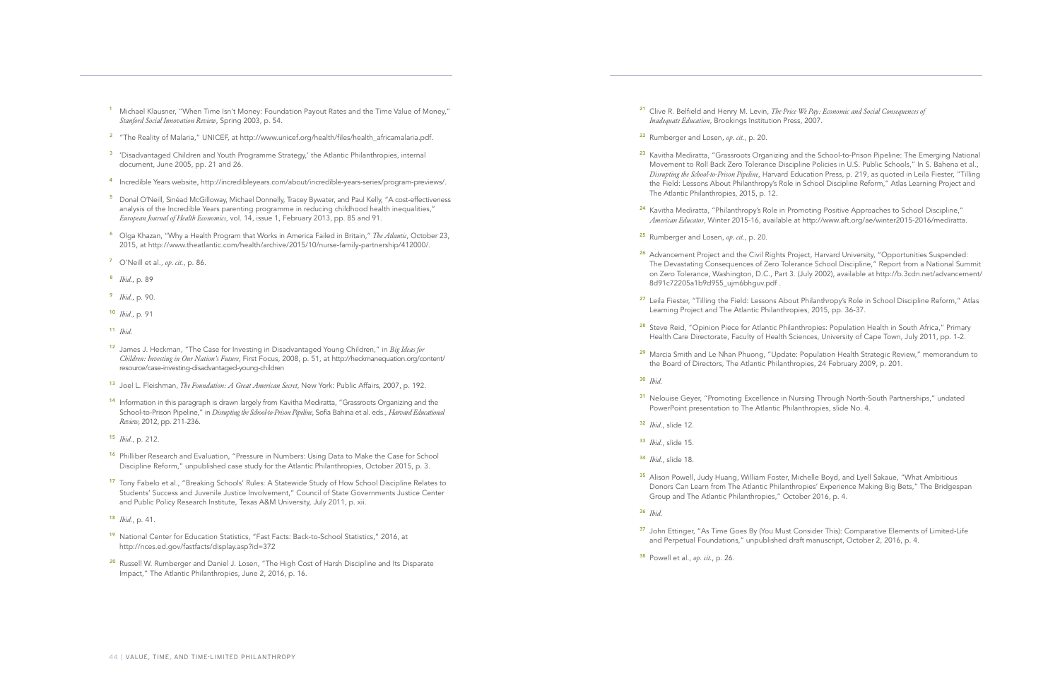[1] Michael Klausner, "When Time Isn't Money: Foundation Payout Rates and the Time Value of Money," *Stanford Social Innovation Review*, Spring 2003, p. 54.

[2] "The Reality of Malaria," UNICEF, at http://www.unicef.org/health/files/health_africamalaria.pdf.

[3] 'Disadvantaged Children and Youth Programme Strategy,' the Atlantic Philanthropies, internal document, June 2005, pp. 21 and 26.

[4] Incredible Years website, http://incredibleyears.com/about/incredible-years-series/program-previews/.

[5] Donal O'Neill, Sinéad McGilloway, Michael Donnelly, Tracey Bywater, and Paul Kelly, "A cost-effectiveness analysis of the Incredible Years parenting programme in reducing childhood health inequalities," *European Journal of Health Economics*, vol. 14, issue 1, February 2013, pp. 85 and 91.

[6] Olga Khazan, "Why a Health Program that Works in America Failed in Britain," *The Atlantic*, October 23, 2015, at http://www.theatlantic.com/health/archive/2015/10/nurse-family-partnership/412000/.

[7] O'Neill et al., *op. cit.*, p. 86.

[8] *Ibid.*, p. 89

[9] *Ibid.*, p. 90.

[10] *Ibid.*, p. 91

[11] *Ibid.*

[12] James J. Heckman, "The Case for Investing in Disadvantaged Young Children," in *Big Ideas for Children: Investing in Our Nation's Future*, First Focus, 2008, p. 51, at http://heckmanequation.org/content/resource/case-investing-disadvantaged-young-children

[13] Joel L. Fleishman, *The Foundation: A Great American Secret*, New York: Public Affairs, 2007, p. 192.

[14] Information in this paragraph is drawn largely from Kavitha Mediratta, "Grassroots Organizing and the School-to-Prison Pipeline," in *Disrupting the School-to-Prison Pipeline*, Sofía Bahina et al. eds., *Harvard Educational Review*, 2012, pp. 211-236.

[15] *Ibid.*, p. 212.

[16] Philliber Research and Evaluation, "Pressure in Numbers: Using Data to Make the Case for School Discipline Reform," unpublished case study for the Atlantic Philanthropies, October 2015, p. 3.

[17] Tony Fabelo et al., "Breaking Schools' Rules: A Statewide Study of How School Discipline Relates to Students' Success and Juvenile Justice Involvement," Council of State Governments Justice Center and Public Policy Research Institute, Texas A&M University, July 2011, p. xii.

[18] *Ibid.*, p. 41.

[19] National Center for Education Statistics, "Fast Facts: Back-to-School Statistics," 2016, at http://nces.ed.gov/fastfacts/display.asp?id=372

[20] Russell W. Rumberger and Daniel J. Losen, "The High Cost of Harsh Discipline and Its Disparate Impact," The Atlantic Philanthropies, June 2, 2016, p. 16.

[21] Clive R. Belfield and Henry M. Levin, *The Price We Pay: Economic and Social Consequences of Inadequate Education*, Brookings Institution Press, 2007.

[22] Rumberger and Losen, *op. cit.*, p. 20.

[23] Kavitha Mediratta, "Grassroots Organizing and the School-to-Prison Pipeline: The Emerging National Movement to Roll Back Zero Tolerance Discipline Policies in U.S. Public Schools," In S. Bahena et al., *Disrupting the School-to-Prison Pipeline*, Harvard Education Press, p. 219, as quoted in Leila Fiester, "Tilling the Field: Lessons About Philanthropy's Role in School Discipline Reform," Atlas Learning Project and The Atlantic Philanthropies, 2015, p. 12.

[24] Kavitha Mediratta, "Philanthropy's Role in Promoting Positive Approaches to School Discipline," *American Educator*, Winter 2015-16, available at http://www.aft.org/ae/winter2015-2016/mediratta.

[25] Rumberger and Losen, *op. cit.*, p. 20.

[26] Advancement Project and the Civil Rights Project, Harvard University, "Opportunities Suspended: The Devastating Consequences of Zero Tolerance School Discipline," Report from a National Summit on Zero Tolerance, Washington, D.C., Part 3. (July 2002), available at http://b.3cdn.net/advancement/8d91c72205a1b9d955_ujm6bhguv.pdf .

[27] Leila Fiester, "Tilling the Field: Lessons About Philanthropy's Role in School Discipline Reform," Atlas Learning Project and The Atlantic Philanthropies, 2015, pp. 36-37.

[28] Steve Reid, "Opinion Piece for Atlantic Philanthropies: Population Health in South Africa," Primary Health Care Directorate, Faculty of Health Sciences, University of Cape Town, July 2011, pp. 1-2.

[29] Marcia Smith and Le Nhan Phuong, "Update: Population Health Strategic Review," memorandum to the Board of Directors, The Atlantic Philanthropies, 24 February 2009, p. 201.

[30] *Ibid.*

[31] Nelouise Geyer, "Promoting Excellence in Nursing Through North-South Partnerships," undated PowerPoint presentation to The Atlantic Philanthropies, slide No. 4.

[32] *Ibid.*, slide 12.

[33] *Ibid.*, slide 15.

[34] *Ibid.*, slide 18.

[35] Alison Powell, Judy Huang, William Foster, Michelle Boyd, and Lyell Sakaue, "What Ambitious Donors Can Learn from The Atlantic Philanthropies' Experience Making Big Bets," The Bridgespan Group and The Atlantic Philanthropies," October 2016, p. 4.

[36] *Ibid.*

[37] John Ettinger, "As Time Goes By (You Must Consider This): Comparative Elements of Limited-Life and Perpetual Foundations," unpublished draft manuscript, October 2, 2016, p. 4.

[38] Powell et al., *op. cit.*, p. 26.